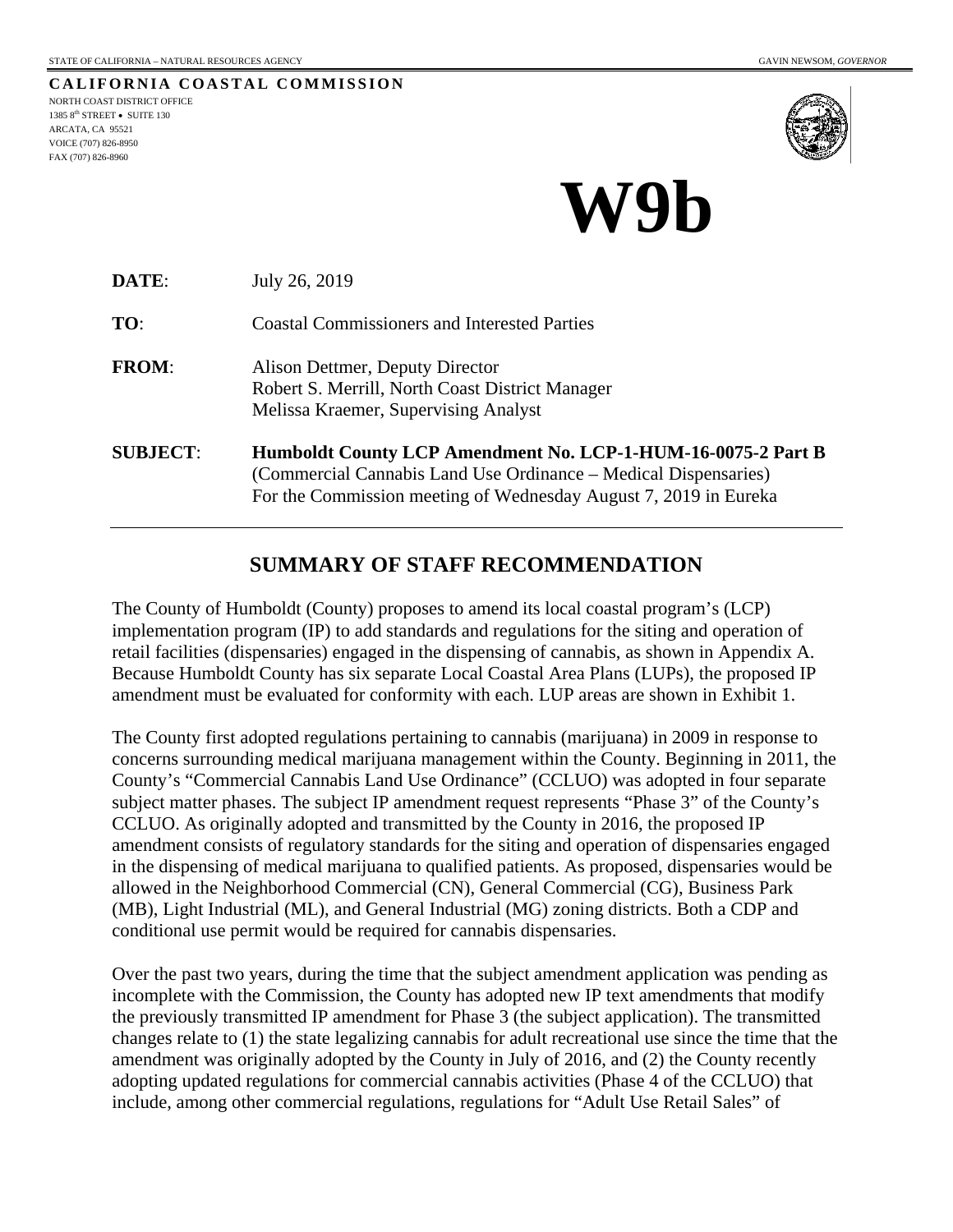STATE OF CALIFORNIA – NATURAL RESOURCES AGENCY GAVIN NEWSOM, *GOVERNOR*

**CALIFORNIA COASTAL COMMISSION**
NORTH COAST DISTRICT OFFICE
1385 8th STREET • SUITE 130
ARCATA, CA 95521
VOICE (707) 826-8950
FAX (707) 826-8960

# W9b

**DATE**: July 26, 2019

**TO**: Coastal Commissioners and Interested Parties

**FROM**: Alison Dettmer, Deputy Director
Robert S. Merrill, North Coast District Manager
Melissa Kraemer, Supervising Analyst

**SUBJECT**: **Humboldt County LCP Amendment No. LCP-1-HUM-16-0075-2 Part B**
(Commercial Cannabis Land Use Ordinance – Medical Dispensaries)
For the Commission meeting of Wednesday August 7, 2019 in Eureka

## SUMMARY OF STAFF RECOMMENDATION

The County of Humboldt (County) proposes to amend its local coastal program's (LCP) implementation program (IP) to add standards and regulations for the siting and operation of retail facilities (dispensaries) engaged in the dispensing of cannabis, as shown in Appendix A. Because Humboldt County has six separate Local Coastal Area Plans (LUPs), the proposed IP amendment must be evaluated for conformity with each. LUP areas are shown in Exhibit 1.

The County first adopted regulations pertaining to cannabis (marijuana) in 2009 in response to concerns surrounding medical marijuana management within the County. Beginning in 2011, the County's "Commercial Cannabis Land Use Ordinance" (CCLUO) was adopted in four separate subject matter phases. The subject IP amendment request represents "Phase 3" of the County's CCLUO. As originally adopted and transmitted by the County in 2016, the proposed IP amendment consists of regulatory standards for the siting and operation of dispensaries engaged in the dispensing of medical marijuana to qualified patients. As proposed, dispensaries would be allowed in the Neighborhood Commercial (CN), General Commercial (CG), Business Park (MB), Light Industrial (ML), and General Industrial (MG) zoning districts. Both a CDP and conditional use permit would be required for cannabis dispensaries.

Over the past two years, during the time that the subject amendment application was pending as incomplete with the Commission, the County has adopted new IP text amendments that modify the previously transmitted IP amendment for Phase 3 (the subject application). The transmitted changes relate to (1) the state legalizing cannabis for adult recreational use since the time that the amendment was originally adopted by the County in July of 2016, and (2) the County recently adopting updated regulations for commercial cannabis activities (Phase 4 of the CCLUO) that include, among other commercial regulations, regulations for "Adult Use Retail Sales" of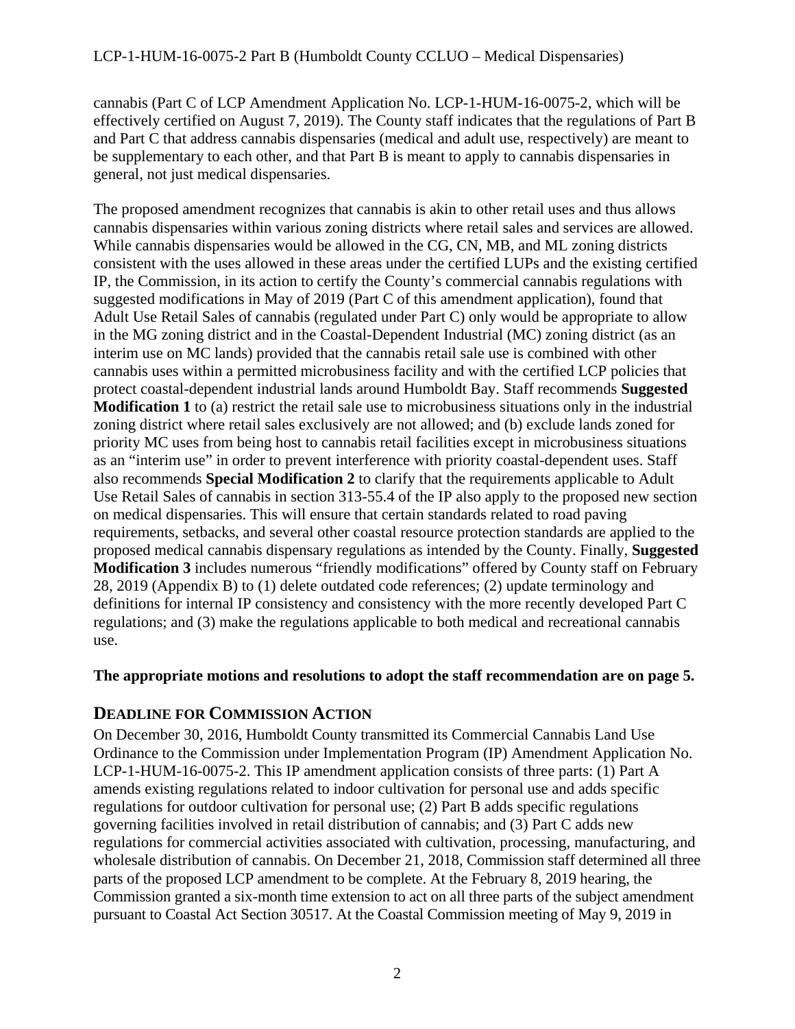cannabis (Part C of LCP Amendment Application No. LCP-1-HUM-16-0075-2, which will be effectively certified on August 7, 2019). The County staff indicates that the regulations of Part B and Part C that address cannabis dispensaries (medical and adult use, respectively) are meant to be supplementary to each other, and that Part B is meant to apply to cannabis dispensaries in general, not just medical dispensaries.

The proposed amendment recognizes that cannabis is akin to other retail uses and thus allows cannabis dispensaries within various zoning districts where retail sales and services are allowed. While cannabis dispensaries would be allowed in the CG, CN, MB, and ML zoning districts consistent with the uses allowed in these areas under the certified LUPs and the existing certified IP, the Commission, in its action to certify the County's commercial cannabis regulations with suggested modifications in May of 2019 (Part C of this amendment application), found that Adult Use Retail Sales of cannabis (regulated under Part C) only would be appropriate to allow in the MG zoning district and in the Coastal-Dependent Industrial (MC) zoning district (as an interim use on MC lands) provided that the cannabis retail sale use is combined with other cannabis uses within a permitted microbusiness facility and with the certified LCP policies that protect coastal-dependent industrial lands around Humboldt Bay. Staff recommends **Suggested Modification 1** to (a) restrict the retail sale use to microbusiness situations only in the industrial zoning district where retail sales exclusively are not allowed; and (b) exclude lands zoned for priority MC uses from being host to cannabis retail facilities except in microbusiness situations as an "interim use" in order to prevent interference with priority coastal-dependent uses. Staff also recommends **Special Modification 2** to clarify that the requirements applicable to Adult Use Retail Sales of cannabis in section 313-55.4 of the IP also apply to the proposed new section on medical dispensaries. This will ensure that certain standards related to road paving requirements, setbacks, and several other coastal resource protection standards are applied to the proposed medical cannabis dispensary regulations as intended by the County. Finally, **Suggested Modification 3** includes numerous "friendly modifications" offered by County staff on February 28, 2019 (Appendix B) to (1) delete outdated code references; (2) update terminology and definitions for internal IP consistency and consistency with the more recently developed Part C regulations; and (3) make the regulations applicable to both medical and recreational cannabis use.

**The appropriate motions and resolutions to adopt the staff recommendation are on page 5.**

## DEADLINE FOR COMMISSION ACTION

On December 30, 2016, Humboldt County transmitted its Commercial Cannabis Land Use Ordinance to the Commission under Implementation Program (IP) Amendment Application No. LCP-1-HUM-16-0075-2. This IP amendment application consists of three parts: (1) Part A amends existing regulations related to indoor cultivation for personal use and adds specific regulations for outdoor cultivation for personal use; (2) Part B adds specific regulations governing facilities involved in retail distribution of cannabis; and (3) Part C adds new regulations for commercial activities associated with cultivation, processing, manufacturing, and wholesale distribution of cannabis. On December 21, 2018, Commission staff determined all three parts of the proposed LCP amendment to be complete. At the February 8, 2019 hearing, the Commission granted a six-month time extension to act on all three parts of the subject amendment pursuant to Coastal Act Section 30517. At the Coastal Commission meeting of May 9, 2019 in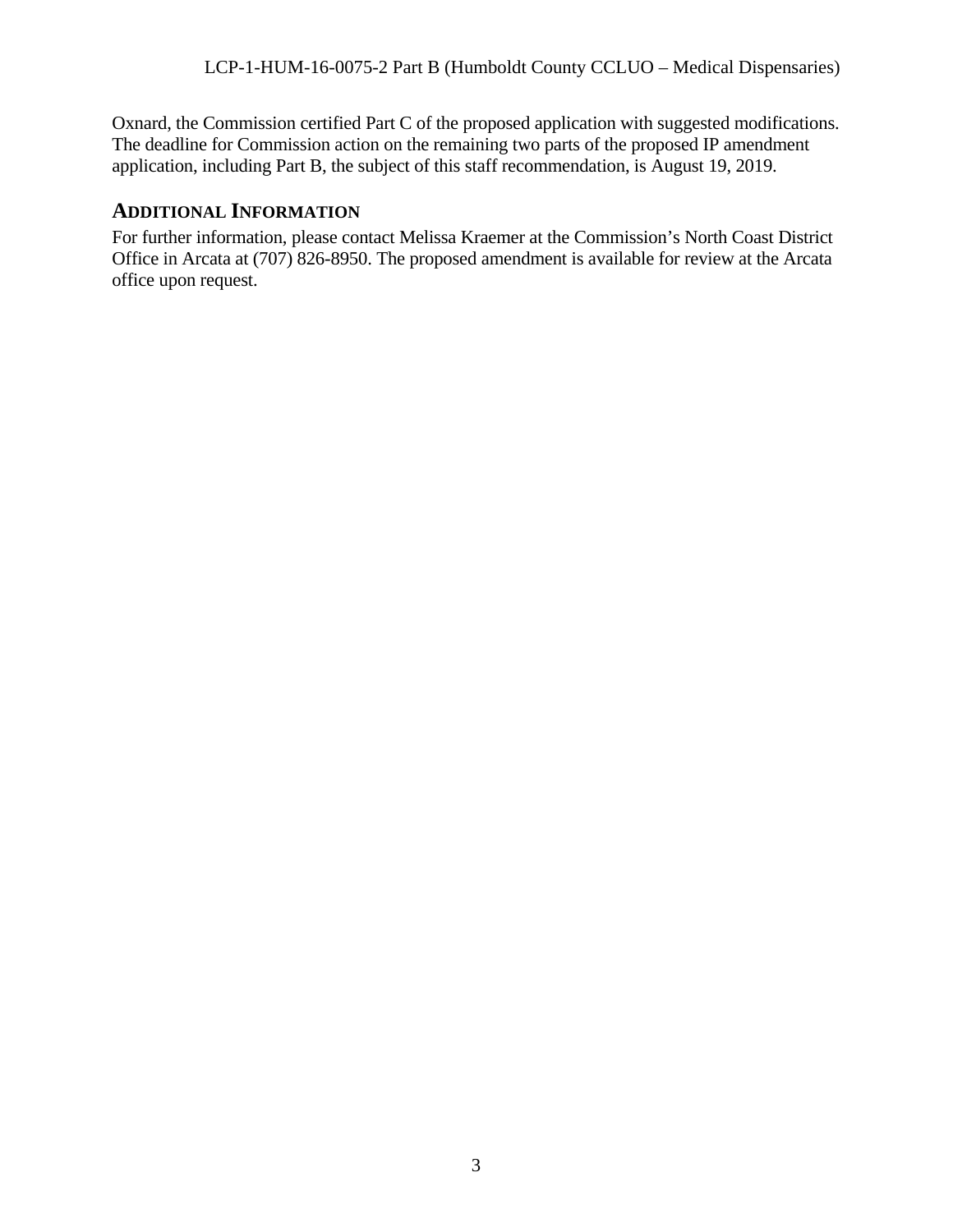Oxnard, the Commission certified Part C of the proposed application with suggested modifications. The deadline for Commission action on the remaining two parts of the proposed IP amendment application, including Part B, the subject of this staff recommendation, is August 19, 2019.

## ADDITIONAL INFORMATION

For further information, please contact Melissa Kraemer at the Commission's North Coast District Office in Arcata at (707) 826-8950. The proposed amendment is available for review at the Arcata office upon request.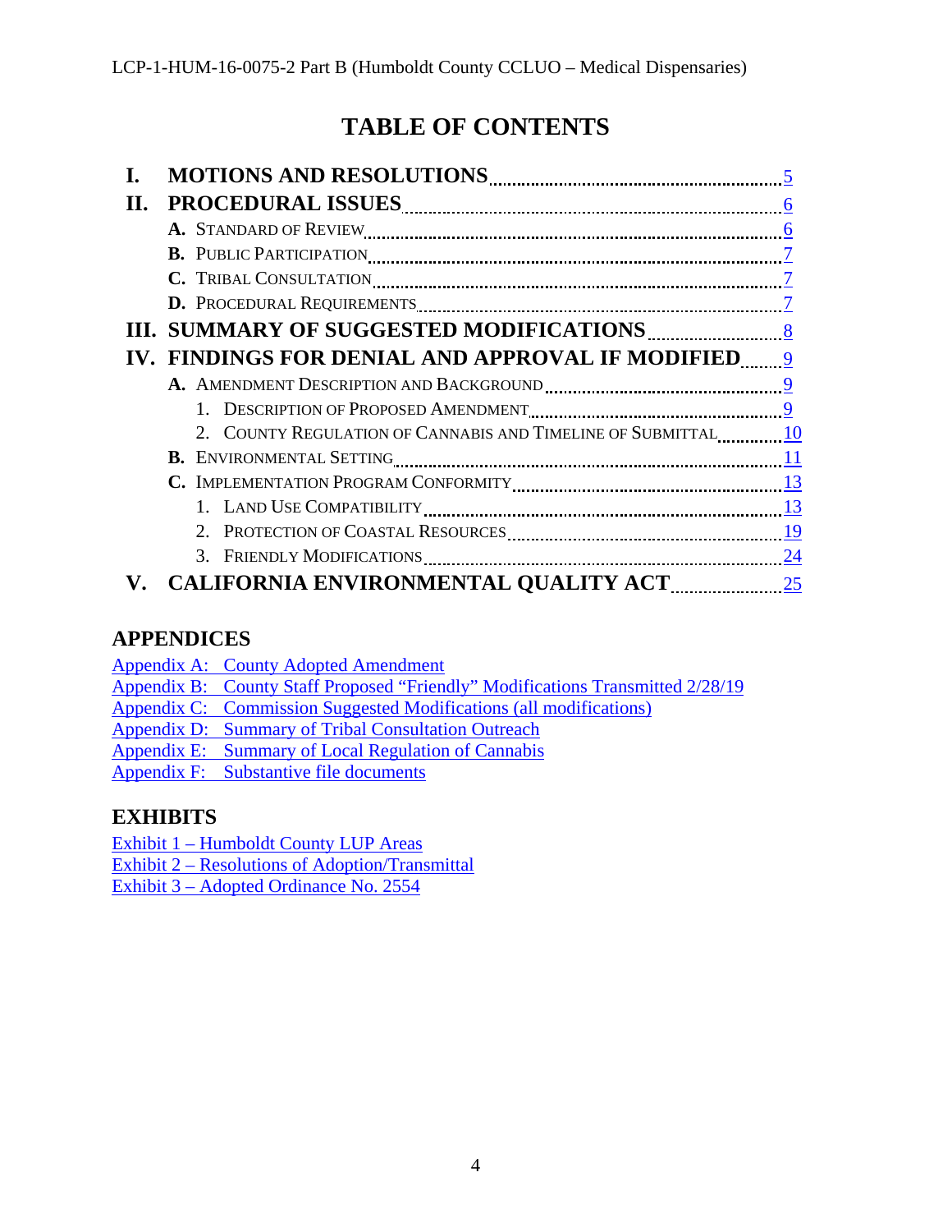# TABLE OF CONTENTS

- **I. MOTIONS AND RESOLUTIONS** ..... 5
- **II. PROCEDURAL ISSUES** ..... 6
  - **A.** Standard of Review ..... 6
  - **B.** Public Participation ..... 7
  - **C.** Tribal Consultation ..... 7
  - **D.** Procedural Requirements ..... 7
- **III. SUMMARY OF SUGGESTED MODIFICATIONS** ..... 8
- **IV. FINDINGS FOR DENIAL AND APPROVAL IF MODIFIED** ..... 9
  - **A.** Amendment Description and Background ..... 9
    1. Description of Proposed Amendment ..... 9
    2. County Regulation of Cannabis and Timeline of Submittal ..... 10
  - **B.** Environmental Setting ..... 11
  - **C.** Implementation Program Conformity ..... 13
    1. Land Use Compatibility ..... 13
    2. Protection of Coastal Resources ..... 19
    3. Friendly Modifications ..... 24
- **V. CALIFORNIA ENVIRONMENTAL QUALITY ACT** ..... 25

## APPENDICES

Appendix A: County Adopted Amendment
Appendix B: County Staff Proposed "Friendly" Modifications Transmitted 2/28/19
Appendix C: Commission Suggested Modifications (all modifications)
Appendix D: Summary of Tribal Consultation Outreach
Appendix E: Summary of Local Regulation of Cannabis
Appendix F: Substantive file documents

## EXHIBITS

Exhibit 1 – Humboldt County LUP Areas
Exhibit 2 – Resolutions of Adoption/Transmittal
Exhibit 3 – Adopted Ordinance No. 2554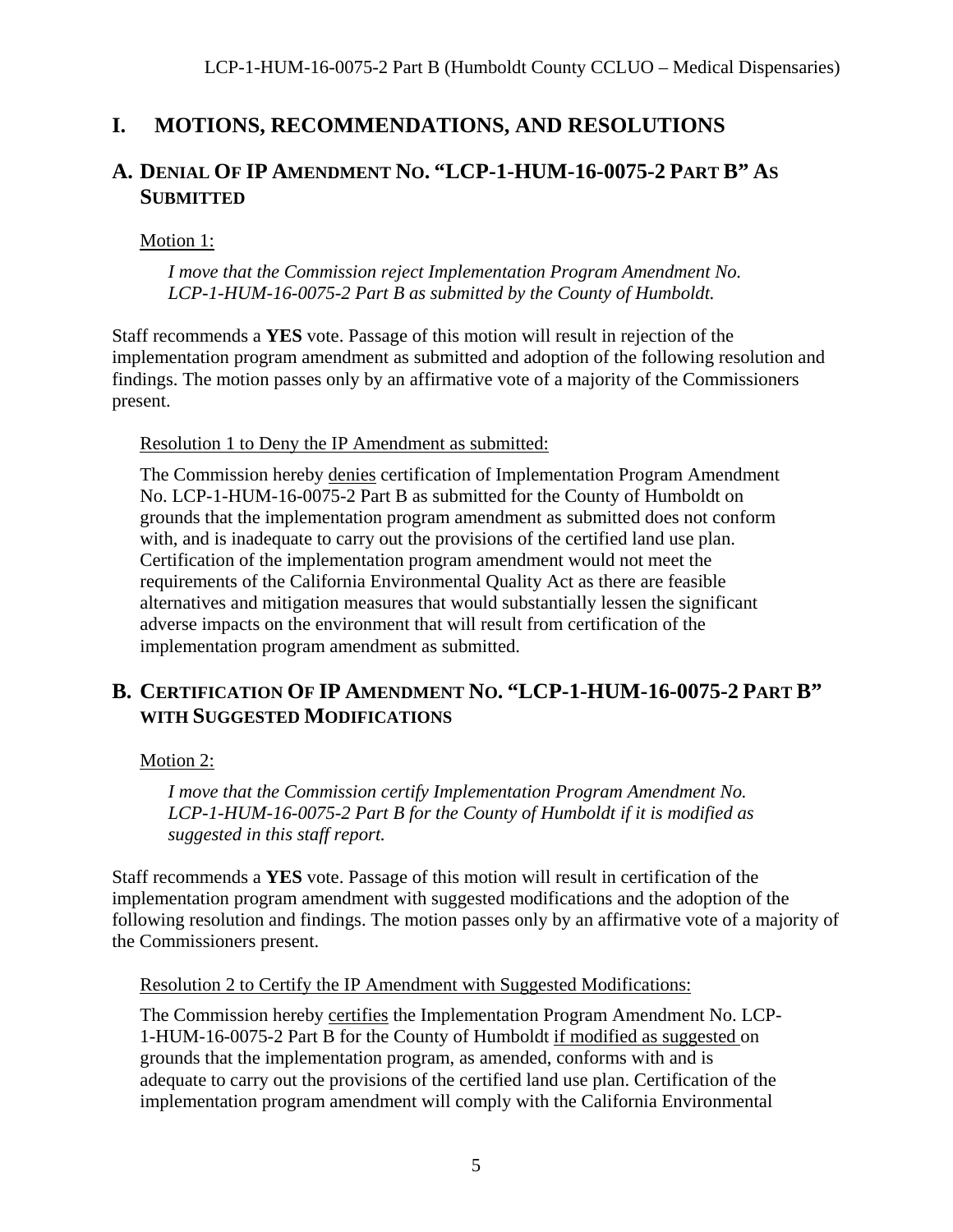# I. MOTIONS, RECOMMENDATIONS, AND RESOLUTIONS

## A. DENIAL OF IP AMENDMENT NO. "LCP-1-HUM-16-0075-2 PART B" AS SUBMITTED

Motion 1:

*I move that the Commission reject Implementation Program Amendment No. LCP-1-HUM-16-0075-2 Part B as submitted by the County of Humboldt.*

Staff recommends a **YES** vote. Passage of this motion will result in rejection of the implementation program amendment as submitted and adoption of the following resolution and findings. The motion passes only by an affirmative vote of a majority of the Commissioners present.

Resolution 1 to Deny the IP Amendment as submitted:

The Commission hereby denies certification of Implementation Program Amendment No. LCP-1-HUM-16-0075-2 Part B as submitted for the County of Humboldt on grounds that the implementation program amendment as submitted does not conform with, and is inadequate to carry out the provisions of the certified land use plan. Certification of the implementation program amendment would not meet the requirements of the California Environmental Quality Act as there are feasible alternatives and mitigation measures that would substantially lessen the significant adverse impacts on the environment that will result from certification of the implementation program amendment as submitted.

## B. CERTIFICATION OF IP AMENDMENT NO. "LCP-1-HUM-16-0075-2 PART B" WITH SUGGESTED MODIFICATIONS

Motion 2:

*I move that the Commission certify Implementation Program Amendment No. LCP-1-HUM-16-0075-2 Part B for the County of Humboldt if it is modified as suggested in this staff report.*

Staff recommends a **YES** vote. Passage of this motion will result in certification of the implementation program amendment with suggested modifications and the adoption of the following resolution and findings. The motion passes only by an affirmative vote of a majority of the Commissioners present.

Resolution 2 to Certify the IP Amendment with Suggested Modifications:

The Commission hereby certifies the Implementation Program Amendment No. LCP-1-HUM-16-0075-2 Part B for the County of Humboldt if modified as suggested on grounds that the implementation program, as amended, conforms with and is adequate to carry out the provisions of the certified land use plan. Certification of the implementation program amendment will comply with the California Environmental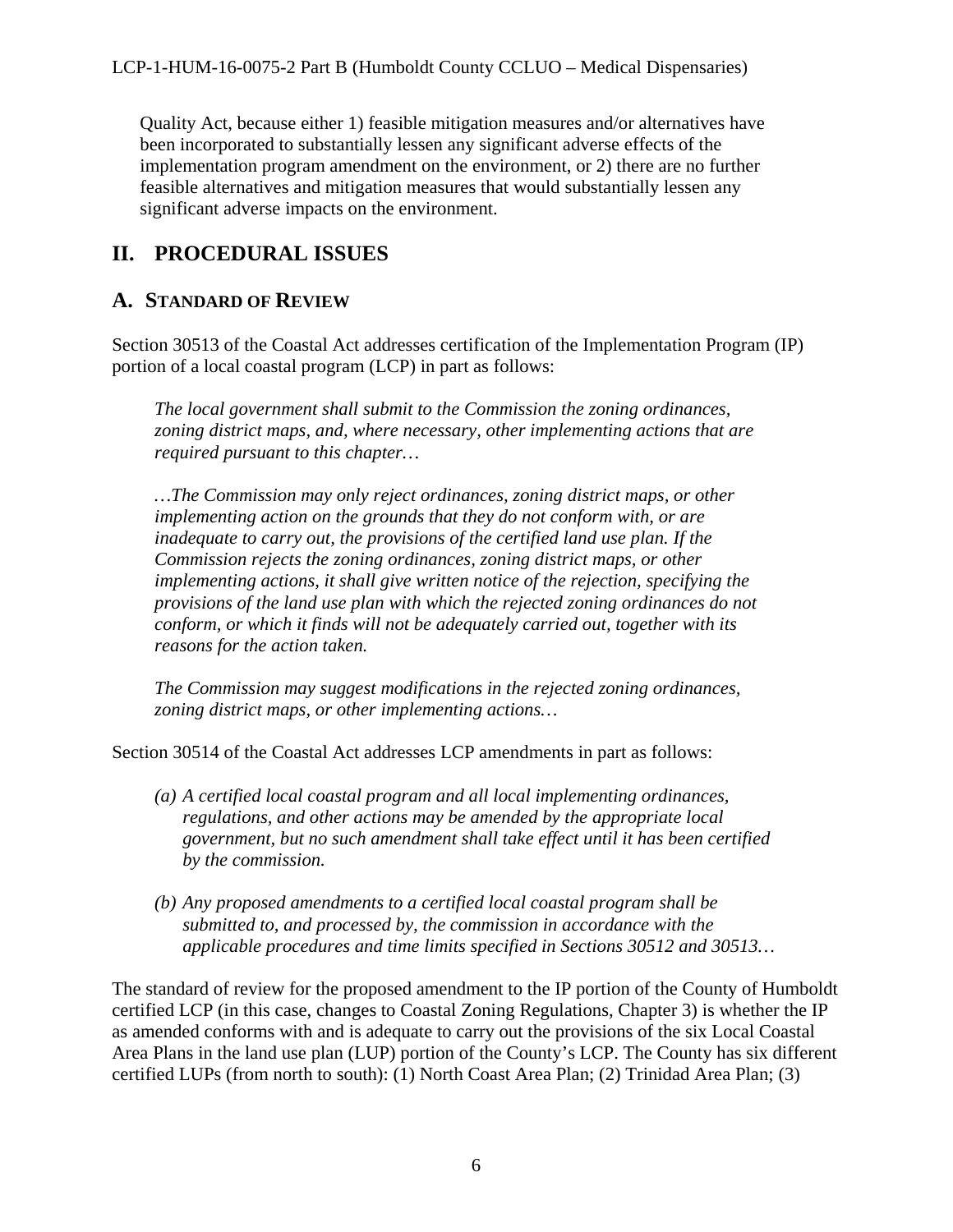Quality Act, because either 1) feasible mitigation measures and/or alternatives have been incorporated to substantially lessen any significant adverse effects of the implementation program amendment on the environment, or 2) there are no further feasible alternatives and mitigation measures that would substantially lessen any significant adverse impacts on the environment.

# II. PROCEDURAL ISSUES

## A. STANDARD OF REVIEW

Section 30513 of the Coastal Act addresses certification of the Implementation Program (IP) portion of a local coastal program (LCP) in part as follows:

> *The local government shall submit to the Commission the zoning ordinances, zoning district maps, and, where necessary, other implementing actions that are required pursuant to this chapter…*
>
> *…The Commission may only reject ordinances, zoning district maps, or other implementing action on the grounds that they do not conform with, or are inadequate to carry out, the provisions of the certified land use plan. If the Commission rejects the zoning ordinances, zoning district maps, or other implementing actions, it shall give written notice of the rejection, specifying the provisions of the land use plan with which the rejected zoning ordinances do not conform, or which it finds will not be adequately carried out, together with its reasons for the action taken.*
>
> *The Commission may suggest modifications in the rejected zoning ordinances, zoning district maps, or other implementing actions…*

Section 30514 of the Coastal Act addresses LCP amendments in part as follows:

> *(a) A certified local coastal program and all local implementing ordinances, regulations, and other actions may be amended by the appropriate local government, but no such amendment shall take effect until it has been certified by the commission.*
>
> *(b) Any proposed amendments to a certified local coastal program shall be submitted to, and processed by, the commission in accordance with the applicable procedures and time limits specified in Sections 30512 and 30513…*

The standard of review for the proposed amendment to the IP portion of the County of Humboldt certified LCP (in this case, changes to Coastal Zoning Regulations, Chapter 3) is whether the IP as amended conforms with and is adequate to carry out the provisions of the six Local Coastal Area Plans in the land use plan (LUP) portion of the County's LCP. The County has six different certified LUPs (from north to south): (1) North Coast Area Plan; (2) Trinidad Area Plan; (3)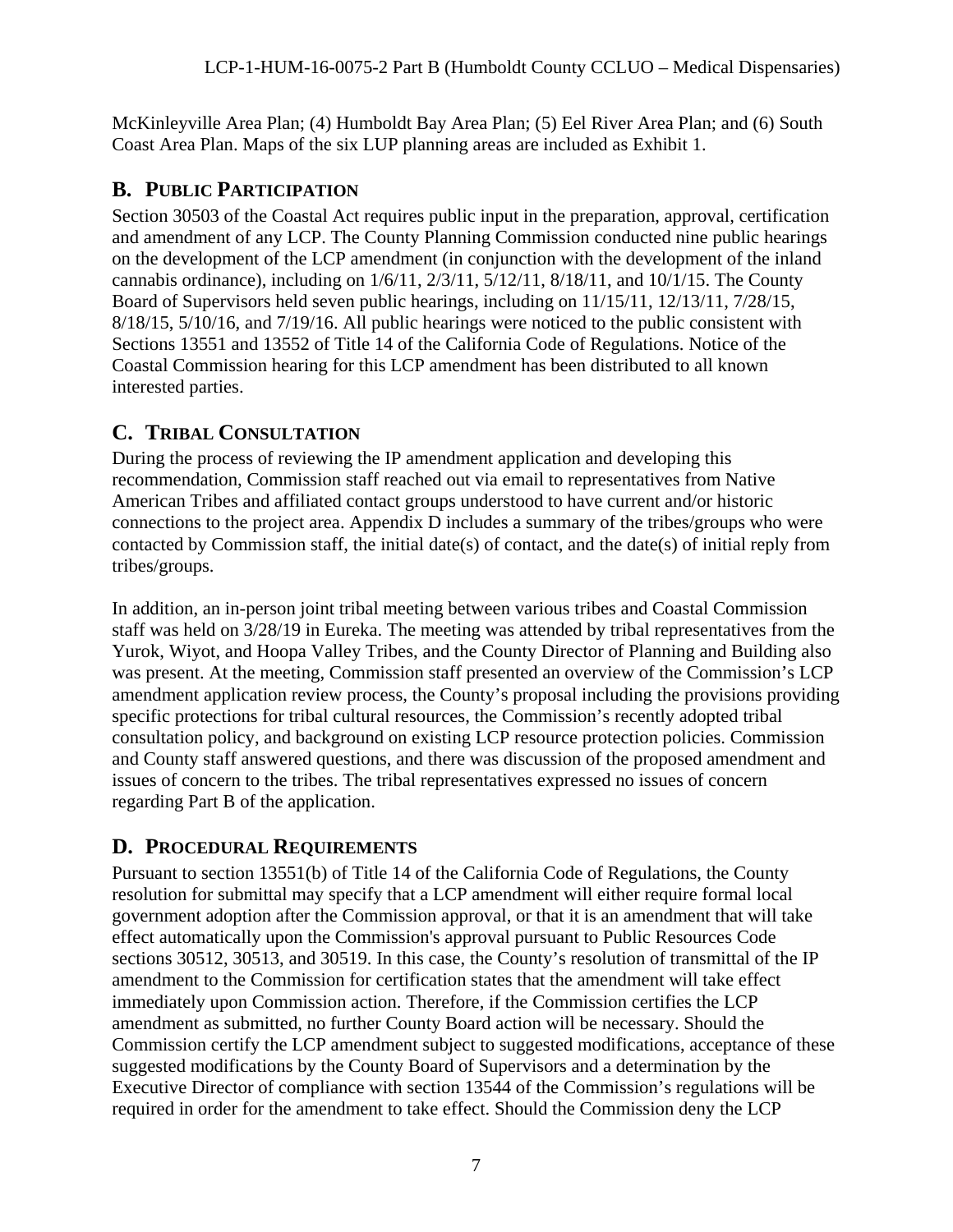McKinleyville Area Plan; (4) Humboldt Bay Area Plan; (5) Eel River Area Plan; and (6) South Coast Area Plan. Maps of the six LUP planning areas are included as Exhibit 1.

## B. PUBLIC PARTICIPATION

Section 30503 of the Coastal Act requires public input in the preparation, approval, certification and amendment of any LCP. The County Planning Commission conducted nine public hearings on the development of the LCP amendment (in conjunction with the development of the inland cannabis ordinance), including on 1/6/11, 2/3/11, 5/12/11, 8/18/11, and 10/1/15. The County Board of Supervisors held seven public hearings, including on 11/15/11, 12/13/11, 7/28/15, 8/18/15, 5/10/16, and 7/19/16. All public hearings were noticed to the public consistent with Sections 13551 and 13552 of Title 14 of the California Code of Regulations. Notice of the Coastal Commission hearing for this LCP amendment has been distributed to all known interested parties.

## C. TRIBAL CONSULTATION

During the process of reviewing the IP amendment application and developing this recommendation, Commission staff reached out via email to representatives from Native American Tribes and affiliated contact groups understood to have current and/or historic connections to the project area. Appendix D includes a summary of the tribes/groups who were contacted by Commission staff, the initial date(s) of contact, and the date(s) of initial reply from tribes/groups.

In addition, an in-person joint tribal meeting between various tribes and Coastal Commission staff was held on 3/28/19 in Eureka. The meeting was attended by tribal representatives from the Yurok, Wiyot, and Hoopa Valley Tribes, and the County Director of Planning and Building also was present. At the meeting, Commission staff presented an overview of the Commission's LCP amendment application review process, the County's proposal including the provisions providing specific protections for tribal cultural resources, the Commission's recently adopted tribal consultation policy, and background on existing LCP resource protection policies. Commission and County staff answered questions, and there was discussion of the proposed amendment and issues of concern to the tribes. The tribal representatives expressed no issues of concern regarding Part B of the application.

## D. PROCEDURAL REQUIREMENTS

Pursuant to section 13551(b) of Title 14 of the California Code of Regulations, the County resolution for submittal may specify that a LCP amendment will either require formal local government adoption after the Commission approval, or that it is an amendment that will take effect automatically upon the Commission's approval pursuant to Public Resources Code sections 30512, 30513, and 30519. In this case, the County's resolution of transmittal of the IP amendment to the Commission for certification states that the amendment will take effect immediately upon Commission action. Therefore, if the Commission certifies the LCP amendment as submitted, no further County Board action will be necessary. Should the Commission certify the LCP amendment subject to suggested modifications, acceptance of these suggested modifications by the County Board of Supervisors and a determination by the Executive Director of compliance with section 13544 of the Commission's regulations will be required in order for the amendment to take effect. Should the Commission deny the LCP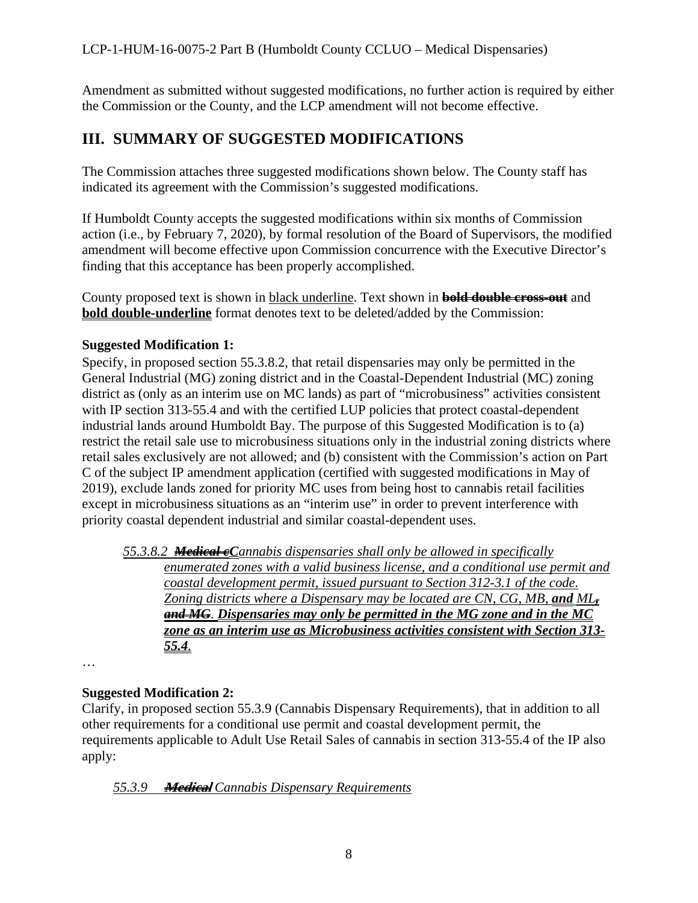Amendment as submitted without suggested modifications, no further action is required by either the Commission or the County, and the LCP amendment will not become effective.

## III. SUMMARY OF SUGGESTED MODIFICATIONS

The Commission attaches three suggested modifications shown below. The County staff has indicated its agreement with the Commission's suggested modifications.

If Humboldt County accepts the suggested modifications within six months of Commission action (i.e., by February 7, 2020), by formal resolution of the Board of Supervisors, the modified amendment will become effective upon Commission concurrence with the Executive Director's finding that this acceptance has been properly accomplished.

County proposed text is shown in <u>black underline</u>. Text shown in ~~**bold double cross-out**~~ and **<u>bold double-underline</u>** format denotes text to be deleted/added by the Commission:

**Suggested Modification 1:**

Specify, in proposed section 55.3.8.2, that retail dispensaries may only be permitted in the General Industrial (MG) zoning district and in the Coastal-Dependent Industrial (MC) zoning district as (only as an interim use on MC lands) as part of "microbusiness" activities consistent with IP section 313-55.4 and with the certified LUP policies that protect coastal-dependent industrial lands around Humboldt Bay. The purpose of this Suggested Modification is to (a) restrict the retail sale use to microbusiness situations only in the industrial zoning districts where retail sales exclusively are not allowed; and (b) consistent with the Commission's action on Part C of the subject IP amendment application (certified with suggested modifications in May of 2019), exclude lands zoned for priority MC uses from being host to cannabis retail facilities except in microbusiness situations as an "interim use" in order to prevent interference with priority coastal dependent industrial and similar coastal-dependent uses.

> *<u>55.3.8.2 ~~**Medical c**~~**C**annabis dispensaries shall only be allowed in specifically enumerated zones with a valid business license, and a conditional use permit and coastal development permit, issued pursuant to Section 312-3.1 of the code. Zoning districts where a Dispensary may be located are CN, CG, MB, **and** ML~~**, and MG**~~. **Dispensaries may only be permitted in the MG zone and in the MC zone as an interim use as Microbusiness activities consistent with Section 313-55.4**.</u>*

…

**Suggested Modification 2:**

Clarify, in proposed section 55.3.9 (Cannabis Dispensary Requirements), that in addition to all other requirements for a conditional use permit and coastal development permit, the requirements applicable to Adult Use Retail Sales of cannabis in section 313-55.4 of the IP also apply:

> *<u>55.3.9 ~~**Medical**~~ Cannabis Dispensary Requirements</u>*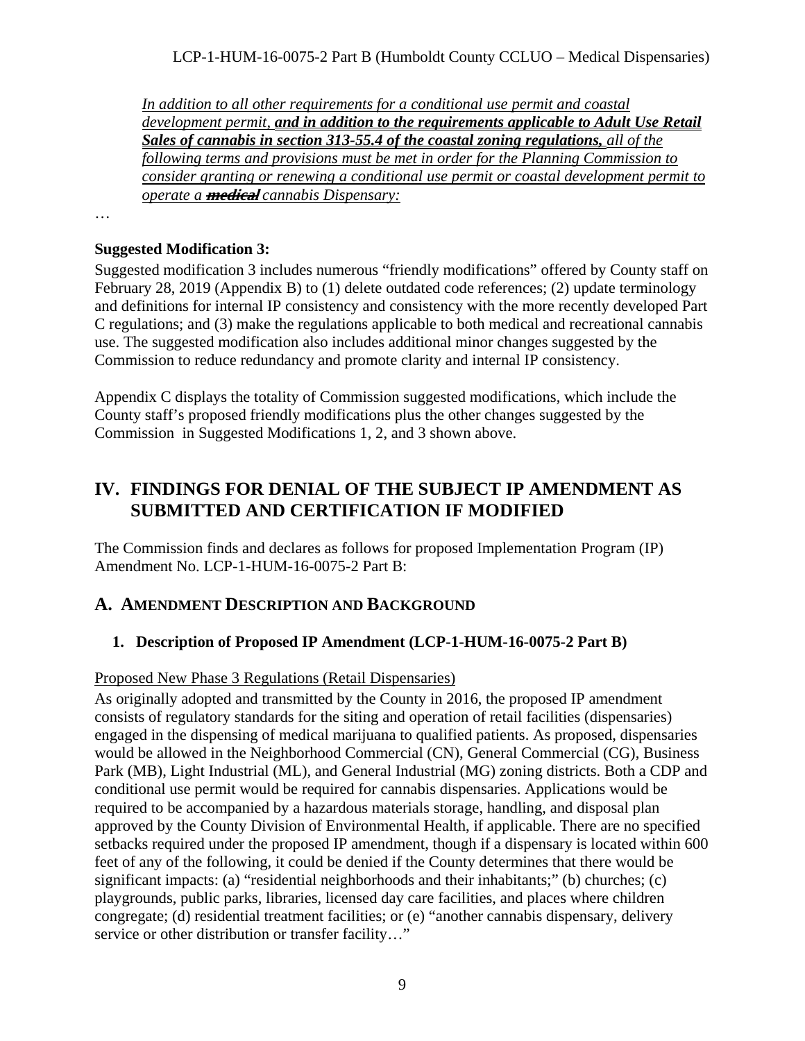*In addition to all other requirements for a conditional use permit and coastal development permit,* ***and in addition to the requirements applicable to Adult Use Retail Sales of cannabis in section 313-55.4 of the coastal zoning regulations,*** *all of the following terms and provisions must be met in order for the Planning Commission to consider granting or renewing a conditional use permit or coastal development permit to operate a* ~~***medical***~~ *cannabis Dispensary:*

…

**Suggested Modification 3:**

Suggested modification 3 includes numerous "friendly modifications" offered by County staff on February 28, 2019 (Appendix B) to (1) delete outdated code references; (2) update terminology and definitions for internal IP consistency and consistency with the more recently developed Part C regulations; and (3) make the regulations applicable to both medical and recreational cannabis use. The suggested modification also includes additional minor changes suggested by the Commission to reduce redundancy and promote clarity and internal IP consistency.

Appendix C displays the totality of Commission suggested modifications, which include the County staff's proposed friendly modifications plus the other changes suggested by the Commission in Suggested Modifications 1, 2, and 3 shown above.

# IV. FINDINGS FOR DENIAL OF THE SUBJECT IP AMENDMENT AS SUBMITTED AND CERTIFICATION IF MODIFIED

The Commission finds and declares as follows for proposed Implementation Program (IP) Amendment No. LCP-1-HUM-16-0075-2 Part B:

## A. AMENDMENT DESCRIPTION AND BACKGROUND

### 1. Description of Proposed IP Amendment (LCP-1-HUM-16-0075-2 Part B)

Proposed New Phase 3 Regulations (Retail Dispensaries)

As originally adopted and transmitted by the County in 2016, the proposed IP amendment consists of regulatory standards for the siting and operation of retail facilities (dispensaries) engaged in the dispensing of medical marijuana to qualified patients. As proposed, dispensaries would be allowed in the Neighborhood Commercial (CN), General Commercial (CG), Business Park (MB), Light Industrial (ML), and General Industrial (MG) zoning districts. Both a CDP and conditional use permit would be required for cannabis dispensaries. Applications would be required to be accompanied by a hazardous materials storage, handling, and disposal plan approved by the County Division of Environmental Health, if applicable. There are no specified setbacks required under the proposed IP amendment, though if a dispensary is located within 600 feet of any of the following, it could be denied if the County determines that there would be significant impacts: (a) "residential neighborhoods and their inhabitants;" (b) churches; (c) playgrounds, public parks, libraries, licensed day care facilities, and places where children congregate; (d) residential treatment facilities; or (e) "another cannabis dispensary, delivery service or other distribution or transfer facility…"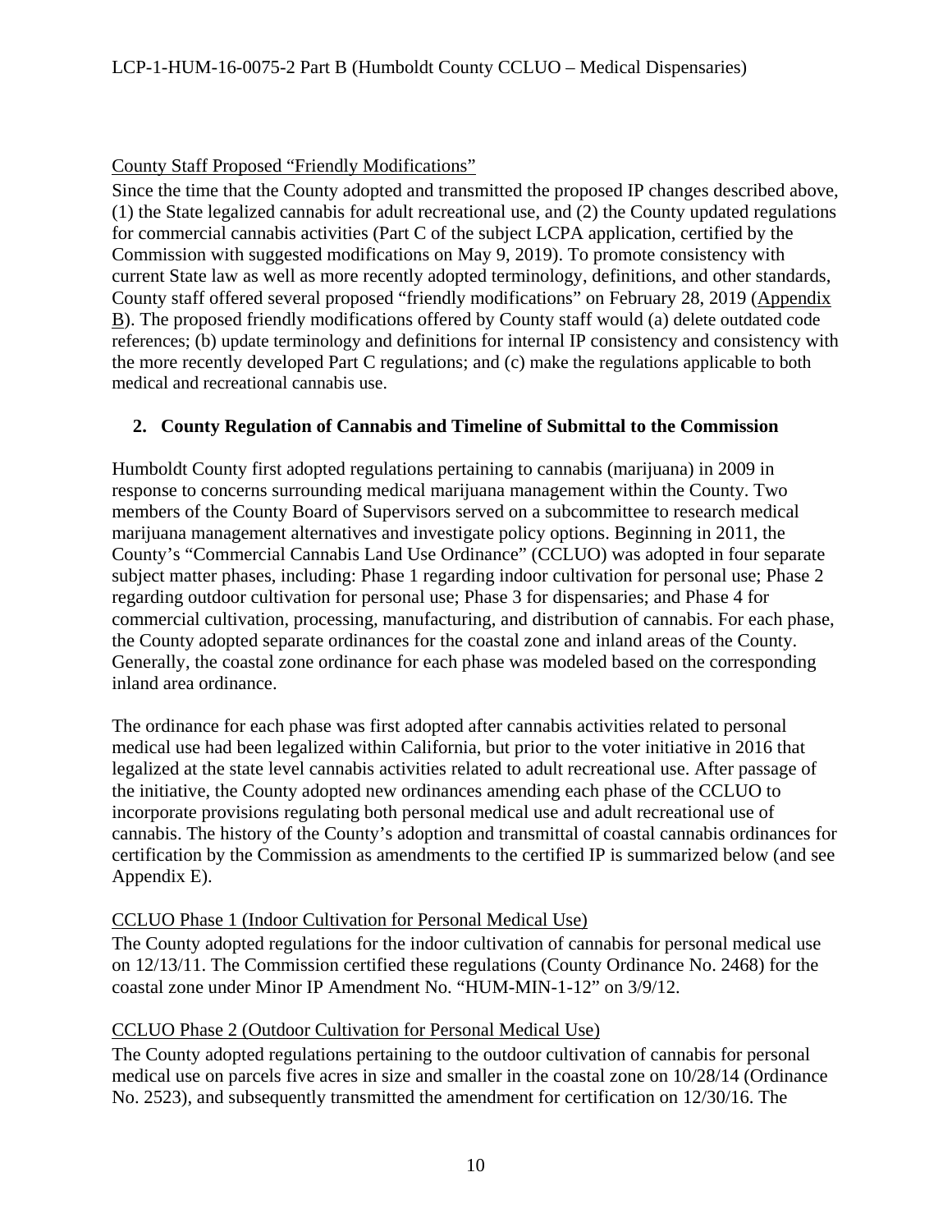County Staff Proposed "Friendly Modifications"

Since the time that the County adopted and transmitted the proposed IP changes described above, (1) the State legalized cannabis for adult recreational use, and (2) the County updated regulations for commercial cannabis activities (Part C of the subject LCPA application, certified by the Commission with suggested modifications on May 9, 2019). To promote consistency with current State law as well as more recently adopted terminology, definitions, and other standards, County staff offered several proposed "friendly modifications" on February 28, 2019 (Appendix B). The proposed friendly modifications offered by County staff would (a) delete outdated code references; (b) update terminology and definitions for internal IP consistency and consistency with the more recently developed Part C regulations; and (c) make the regulations applicable to both medical and recreational cannabis use.

## 2. County Regulation of Cannabis and Timeline of Submittal to the Commission

Humboldt County first adopted regulations pertaining to cannabis (marijuana) in 2009 in response to concerns surrounding medical marijuana management within the County. Two members of the County Board of Supervisors served on a subcommittee to research medical marijuana management alternatives and investigate policy options. Beginning in 2011, the County's "Commercial Cannabis Land Use Ordinance" (CCLUO) was adopted in four separate subject matter phases, including: Phase 1 regarding indoor cultivation for personal use; Phase 2 regarding outdoor cultivation for personal use; Phase 3 for dispensaries; and Phase 4 for commercial cultivation, processing, manufacturing, and distribution of cannabis. For each phase, the County adopted separate ordinances for the coastal zone and inland areas of the County. Generally, the coastal zone ordinance for each phase was modeled based on the corresponding inland area ordinance.

The ordinance for each phase was first adopted after cannabis activities related to personal medical use had been legalized within California, but prior to the voter initiative in 2016 that legalized at the state level cannabis activities related to adult recreational use. After passage of the initiative, the County adopted new ordinances amending each phase of the CCLUO to incorporate provisions regulating both personal medical use and adult recreational use of cannabis. The history of the County's adoption and transmittal of coastal cannabis ordinances for certification by the Commission as amendments to the certified IP is summarized below (and see Appendix E).

CCLUO Phase 1 (Indoor Cultivation for Personal Medical Use)

The County adopted regulations for the indoor cultivation of cannabis for personal medical use on 12/13/11. The Commission certified these regulations (County Ordinance No. 2468) for the coastal zone under Minor IP Amendment No. "HUM-MIN-1-12" on 3/9/12.

CCLUO Phase 2 (Outdoor Cultivation for Personal Medical Use)

The County adopted regulations pertaining to the outdoor cultivation of cannabis for personal medical use on parcels five acres in size and smaller in the coastal zone on 10/28/14 (Ordinance No. 2523), and subsequently transmitted the amendment for certification on 12/30/16. The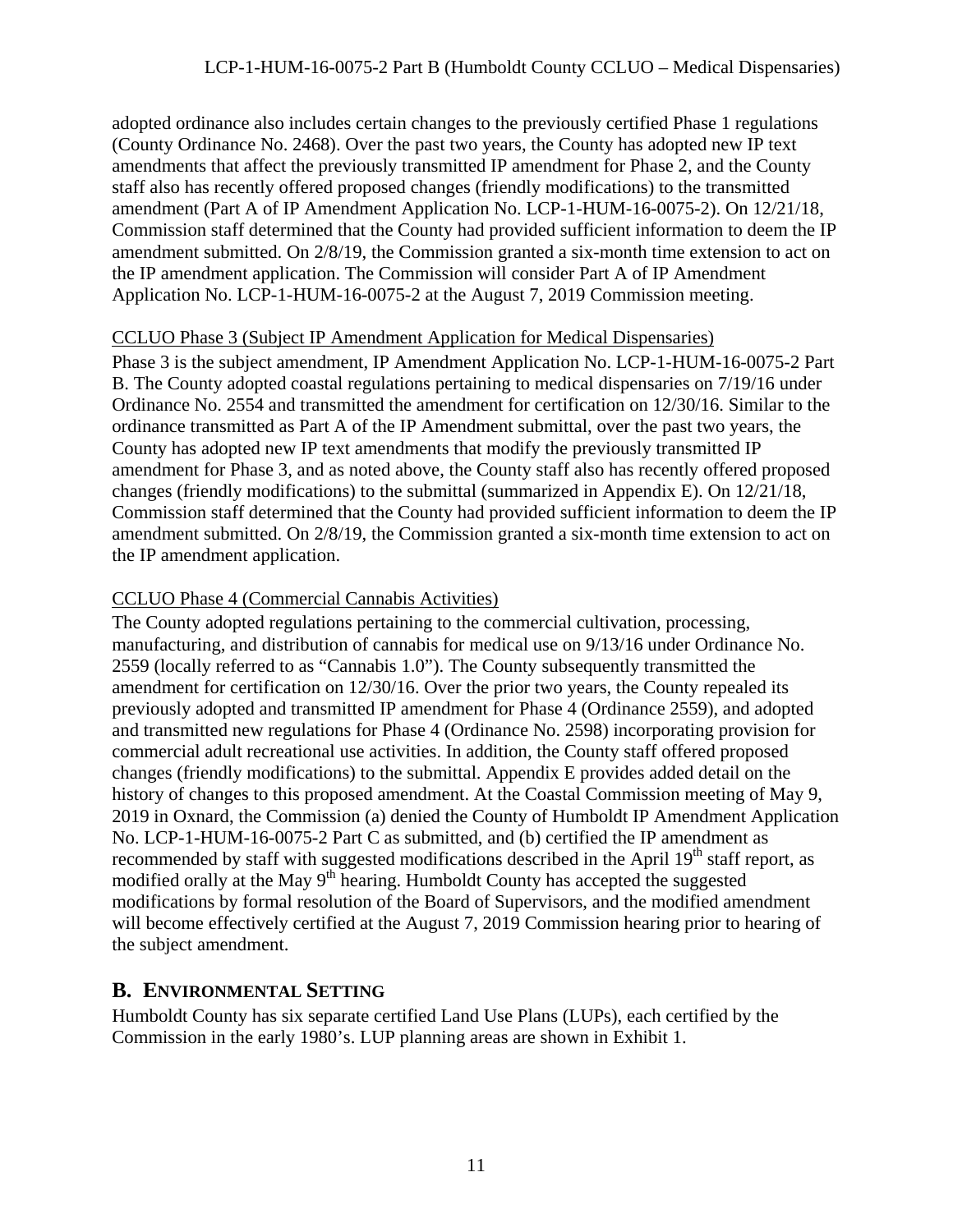adopted ordinance also includes certain changes to the previously certified Phase 1 regulations (County Ordinance No. 2468). Over the past two years, the County has adopted new IP text amendments that affect the previously transmitted IP amendment for Phase 2, and the County staff also has recently offered proposed changes (friendly modifications) to the transmitted amendment (Part A of IP Amendment Application No. LCP-1-HUM-16-0075-2). On 12/21/18, Commission staff determined that the County had provided sufficient information to deem the IP amendment submitted. On 2/8/19, the Commission granted a six-month time extension to act on the IP amendment application. The Commission will consider Part A of IP Amendment Application No. LCP-1-HUM-16-0075-2 at the August 7, 2019 Commission meeting.

CCLUO Phase 3 (Subject IP Amendment Application for Medical Dispensaries)

Phase 3 is the subject amendment, IP Amendment Application No. LCP-1-HUM-16-0075-2 Part B. The County adopted coastal regulations pertaining to medical dispensaries on 7/19/16 under Ordinance No. 2554 and transmitted the amendment for certification on 12/30/16. Similar to the ordinance transmitted as Part A of the IP Amendment submittal, over the past two years, the County has adopted new IP text amendments that modify the previously transmitted IP amendment for Phase 3, and as noted above, the County staff also has recently offered proposed changes (friendly modifications) to the submittal (summarized in Appendix E). On 12/21/18, Commission staff determined that the County had provided sufficient information to deem the IP amendment submitted. On 2/8/19, the Commission granted a six-month time extension to act on the IP amendment application.

CCLUO Phase 4 (Commercial Cannabis Activities)

The County adopted regulations pertaining to the commercial cultivation, processing, manufacturing, and distribution of cannabis for medical use on 9/13/16 under Ordinance No. 2559 (locally referred to as "Cannabis 1.0"). The County subsequently transmitted the amendment for certification on 12/30/16. Over the prior two years, the County repealed its previously adopted and transmitted IP amendment for Phase 4 (Ordinance 2559), and adopted and transmitted new regulations for Phase 4 (Ordinance No. 2598) incorporating provision for commercial adult recreational use activities. In addition, the County staff offered proposed changes (friendly modifications) to the submittal. Appendix E provides added detail on the history of changes to this proposed amendment. At the Coastal Commission meeting of May 9, 2019 in Oxnard, the Commission (a) denied the County of Humboldt IP Amendment Application No. LCP-1-HUM-16-0075-2 Part C as submitted, and (b) certified the IP amendment as recommended by staff with suggested modifications described in the April 19th staff report, as modified orally at the May 9th hearing. Humboldt County has accepted the suggested modifications by formal resolution of the Board of Supervisors, and the modified amendment will become effectively certified at the August 7, 2019 Commission hearing prior to hearing of the subject amendment.

## B. Environmental Setting

Humboldt County has six separate certified Land Use Plans (LUPs), each certified by the Commission in the early 1980's. LUP planning areas are shown in Exhibit 1.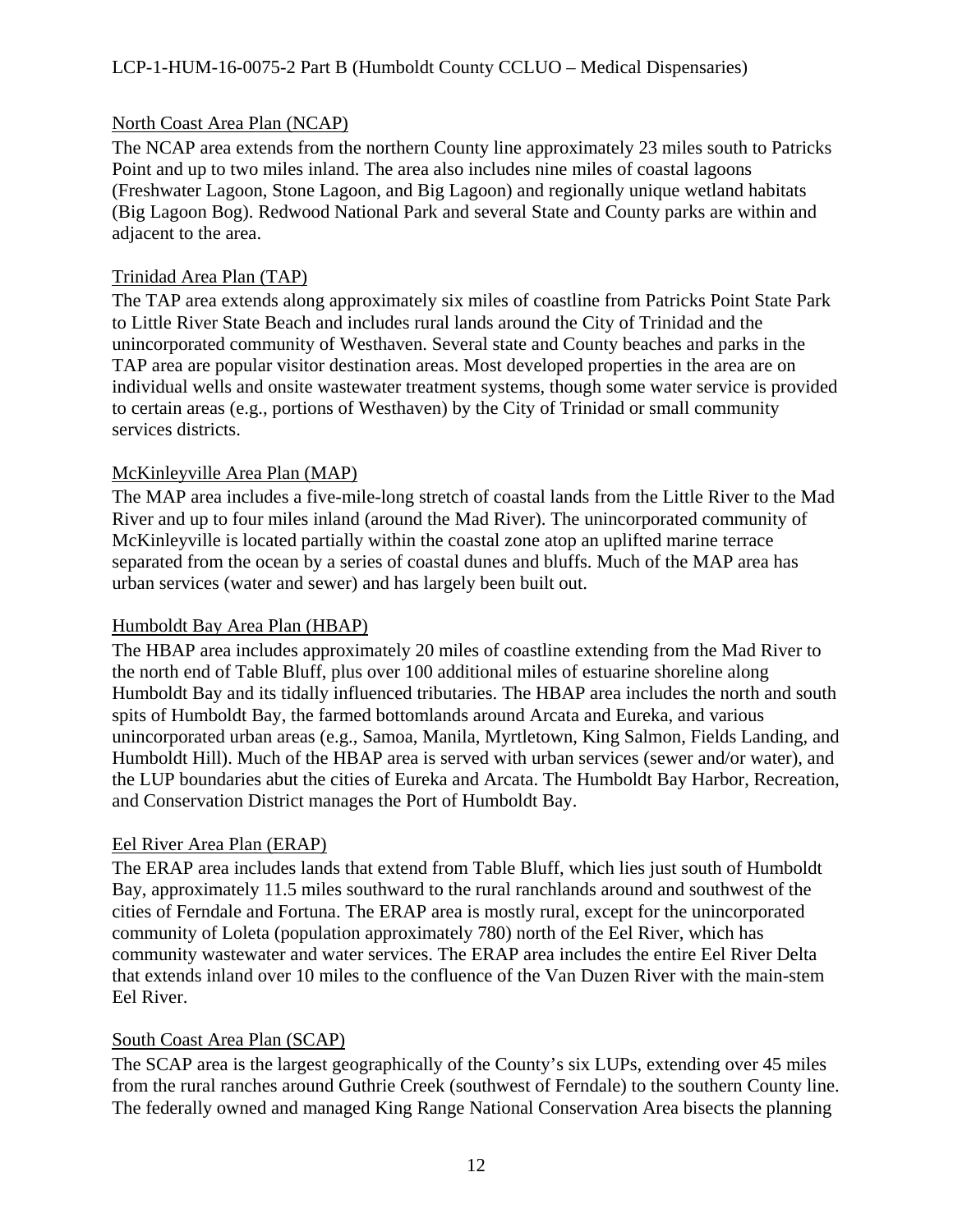North Coast Area Plan (NCAP)

The NCAP area extends from the northern County line approximately 23 miles south to Patricks Point and up to two miles inland. The area also includes nine miles of coastal lagoons (Freshwater Lagoon, Stone Lagoon, and Big Lagoon) and regionally unique wetland habitats (Big Lagoon Bog). Redwood National Park and several State and County parks are within and adjacent to the area.

Trinidad Area Plan (TAP)

The TAP area extends along approximately six miles of coastline from Patricks Point State Park to Little River State Beach and includes rural lands around the City of Trinidad and the unincorporated community of Westhaven. Several state and County beaches and parks in the TAP area are popular visitor destination areas. Most developed properties in the area are on individual wells and onsite wastewater treatment systems, though some water service is provided to certain areas (e.g., portions of Westhaven) by the City of Trinidad or small community services districts.

McKinleyville Area Plan (MAP)

The MAP area includes a five-mile-long stretch of coastal lands from the Little River to the Mad River and up to four miles inland (around the Mad River). The unincorporated community of McKinleyville is located partially within the coastal zone atop an uplifted marine terrace separated from the ocean by a series of coastal dunes and bluffs. Much of the MAP area has urban services (water and sewer) and has largely been built out.

Humboldt Bay Area Plan (HBAP)

The HBAP area includes approximately 20 miles of coastline extending from the Mad River to the north end of Table Bluff, plus over 100 additional miles of estuarine shoreline along Humboldt Bay and its tidally influenced tributaries. The HBAP area includes the north and south spits of Humboldt Bay, the farmed bottomlands around Arcata and Eureka, and various unincorporated urban areas (e.g., Samoa, Manila, Myrtletown, King Salmon, Fields Landing, and Humboldt Hill). Much of the HBAP area is served with urban services (sewer and/or water), and the LUP boundaries abut the cities of Eureka and Arcata. The Humboldt Bay Harbor, Recreation, and Conservation District manages the Port of Humboldt Bay.

Eel River Area Plan (ERAP)

The ERAP area includes lands that extend from Table Bluff, which lies just south of Humboldt Bay, approximately 11.5 miles southward to the rural ranchlands around and southwest of the cities of Ferndale and Fortuna. The ERAP area is mostly rural, except for the unincorporated community of Loleta (population approximately 780) north of the Eel River, which has community wastewater and water services. The ERAP area includes the entire Eel River Delta that extends inland over 10 miles to the confluence of the Van Duzen River with the main-stem Eel River.

South Coast Area Plan (SCAP)

The SCAP area is the largest geographically of the County's six LUPs, extending over 45 miles from the rural ranches around Guthrie Creek (southwest of Ferndale) to the southern County line. The federally owned and managed King Range National Conservation Area bisects the planning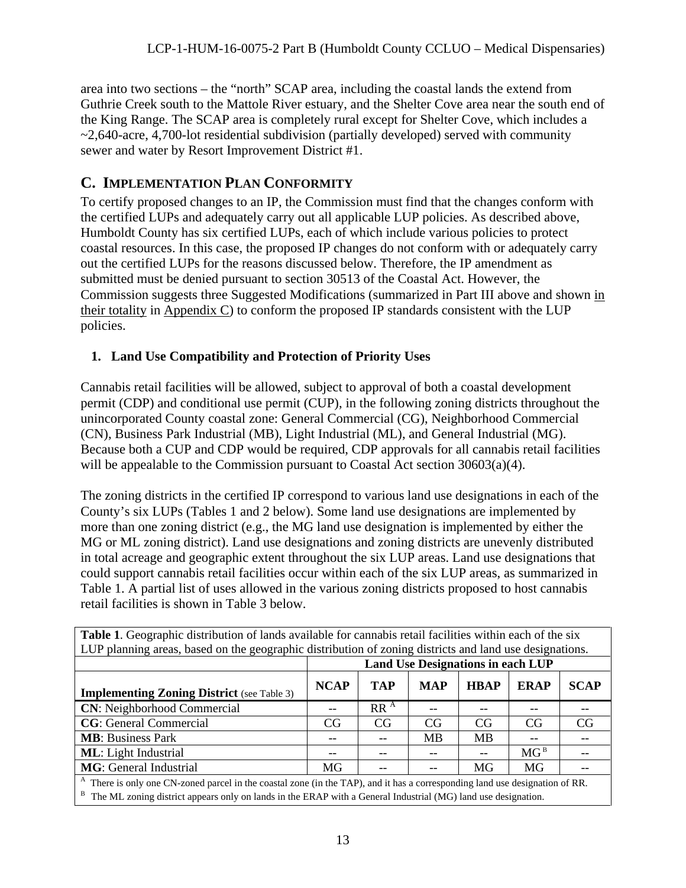area into two sections – the "north" SCAP area, including the coastal lands the extend from Guthrie Creek south to the Mattole River estuary, and the Shelter Cove area near the south end of the King Range. The SCAP area is completely rural except for Shelter Cove, which includes a ~2,640-acre, 4,700-lot residential subdivision (partially developed) served with community sewer and water by Resort Improvement District #1.

## C. IMPLEMENTATION PLAN CONFORMITY

To certify proposed changes to an IP, the Commission must find that the changes conform with the certified LUPs and adequately carry out all applicable LUP policies. As described above, Humboldt County has six certified LUPs, each of which include various policies to protect coastal resources. In this case, the proposed IP changes do not conform with or adequately carry out the certified LUPs for the reasons discussed below. Therefore, the IP amendment as submitted must be denied pursuant to section 30513 of the Coastal Act. However, the Commission suggests three Suggested Modifications (summarized in Part III above and shown in their totality in Appendix C) to conform the proposed IP standards consistent with the LUP policies.

### 1. Land Use Compatibility and Protection of Priority Uses

Cannabis retail facilities will be allowed, subject to approval of both a coastal development permit (CDP) and conditional use permit (CUP), in the following zoning districts throughout the unincorporated County coastal zone: General Commercial (CG), Neighborhood Commercial (CN), Business Park Industrial (MB), Light Industrial (ML), and General Industrial (MG). Because both a CUP and CDP would be required, CDP approvals for all cannabis retail facilities will be appealable to the Commission pursuant to Coastal Act section 30603(a)(4).

The zoning districts in the certified IP correspond to various land use designations in each of the County's six LUPs (Tables 1 and 2 below). Some land use designations are implemented by more than one zoning district (e.g., the MG land use designation is implemented by either the MG or ML zoning district). Land use designations and zoning districts are unevenly distributed in total acreage and geographic extent throughout the six LUP areas. Land use designations that could support cannabis retail facilities occur within each of the six LUP areas, as summarized in Table 1. A partial list of uses allowed in the various zoning districts proposed to host cannabis retail facilities is shown in Table 3 below.

**Table 1**. Geographic distribution of lands available for cannabis retail facilities within each of the six LUP planning areas, based on the geographic distribution of zoning districts and land use designations.

| | Land Use Designations in each LUP | | | | | |
|---|---|---|---|---|---|---|
| **Implementing Zoning District** (see Table 3) | **NCAP** | **TAP** | **MAP** | **HBAP** | **ERAP** | **SCAP** |
| **CN**: Neighborhood Commercial | -- | RR [A] | -- | -- | -- | -- |
| **CG**: General Commercial | CG | CG | CG | CG | CG | CG |
| **MB**: Business Park | -- | -- | MB | MB | -- | -- |
| **ML**: Light Industrial | -- | -- | -- | -- | MG [B] | -- |
| **MG**: General Industrial | MG | -- | -- | MG | MG | -- |

[A] There is only one CN-zoned parcel in the coastal zone (in the TAP), and it has a corresponding land use designation of RR.
[B] The ML zoning district appears only on lands in the ERAP with a General Industrial (MG) land use designation.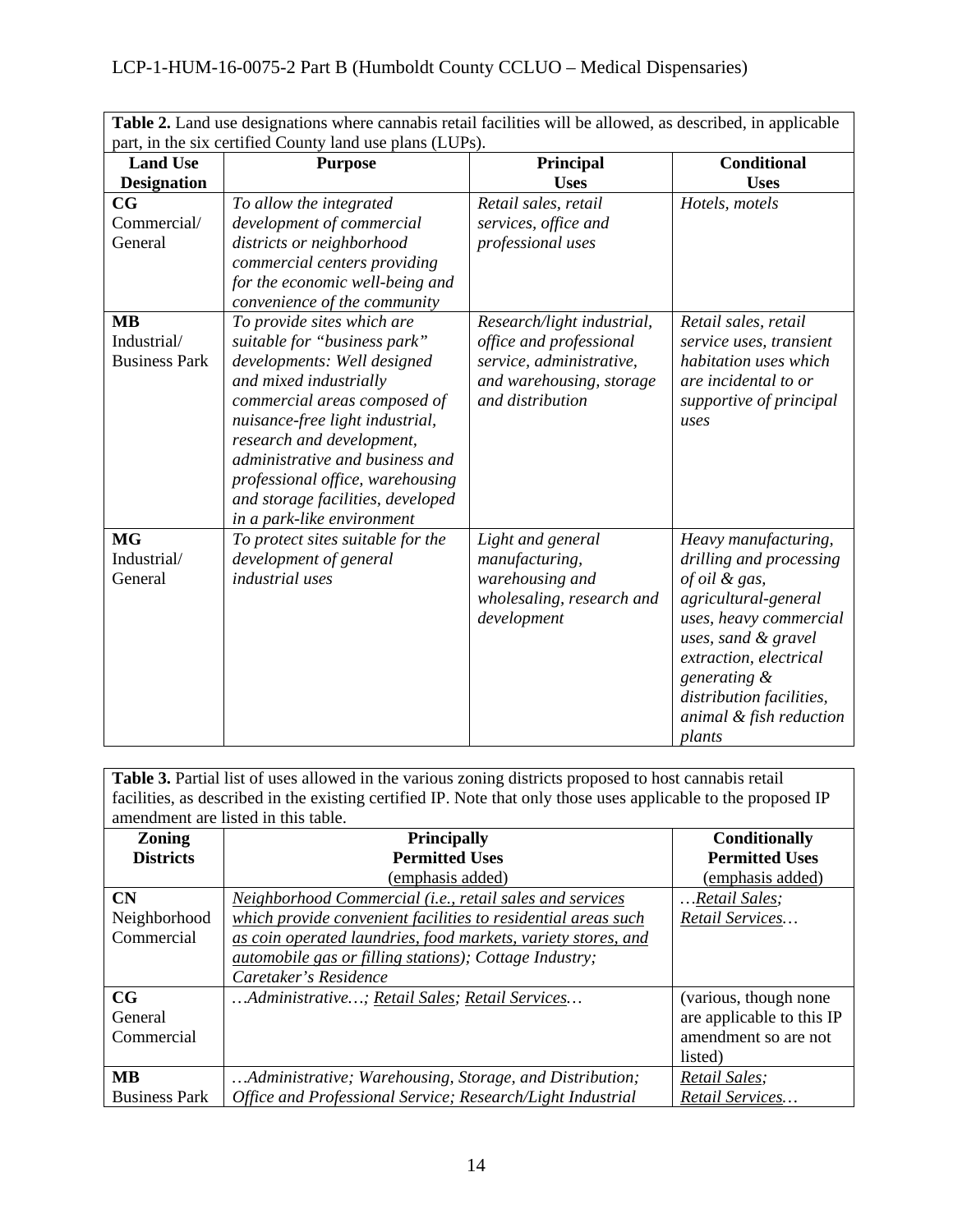**Table 2.** Land use designations where cannabis retail facilities will be allowed, as described, in applicable part, in the six certified County land use plans (LUPs).

| Land Use Designation | Purpose | Principal Uses | Conditional Uses |
|---|---|---|---|
| **CG** Commercial/ General | *To allow the integrated development of commercial districts or neighborhood commercial centers providing for the economic well-being and convenience of the community* | *Retail sales, retail services, office and professional uses* | *Hotels, motels* |
| **MB** Industrial/ Business Park | *To provide sites which are suitable for "business park" developments: Well designed and mixed industrially commercial areas composed of nuisance-free light industrial, research and development, administrative and business and professional office, warehousing and storage facilities, developed in a park-like environment* | *Research/light industrial, office and professional service, administrative, and warehousing, storage and distribution* | *Retail sales, retail service uses, transient habitation uses which are incidental to or supportive of principal uses* |
| **MG** Industrial/ General | *To protect sites suitable for the development of general industrial uses* | *Light and general manufacturing, warehousing and wholesaling, research and development* | *Heavy manufacturing, drilling and processing of oil & gas, agricultural-general uses, heavy commercial uses, sand & gravel extraction, electrical generating & distribution facilities, animal & fish reduction plants* |

**Table 3.** Partial list of uses allowed in the various zoning districts proposed to host cannabis retail facilities, as described in the existing certified IP. Note that only those uses applicable to the proposed IP amendment are listed in this table.

| Zoning Districts | Principally Permitted Uses (emphasis added) | Conditionally Permitted Uses (emphasis added) |
|---|---|---|
| **CN** Neighborhood Commercial | *<u>Neighborhood Commercial (i.e., retail sales and services which provide convenient facilities to residential areas such as coin operated laundries, food markets, variety stores, and automobile gas or filling stations)</u>; Cottage Industry; Caretaker's Residence* | *…<u>Retail Sales</u>; <u>Retail Services</u>…* |
| **CG** General Commercial | *…Administrative…; <u>Retail Sales</u>; <u>Retail Services</u>…* | (various, though none are applicable to this IP amendment so are not listed) |
| **MB** Business Park | *…Administrative; Warehousing, Storage, and Distribution; Office and Professional Service; Research/Light Industrial* | *<u>Retail Sales</u>; <u>Retail Services</u>…* |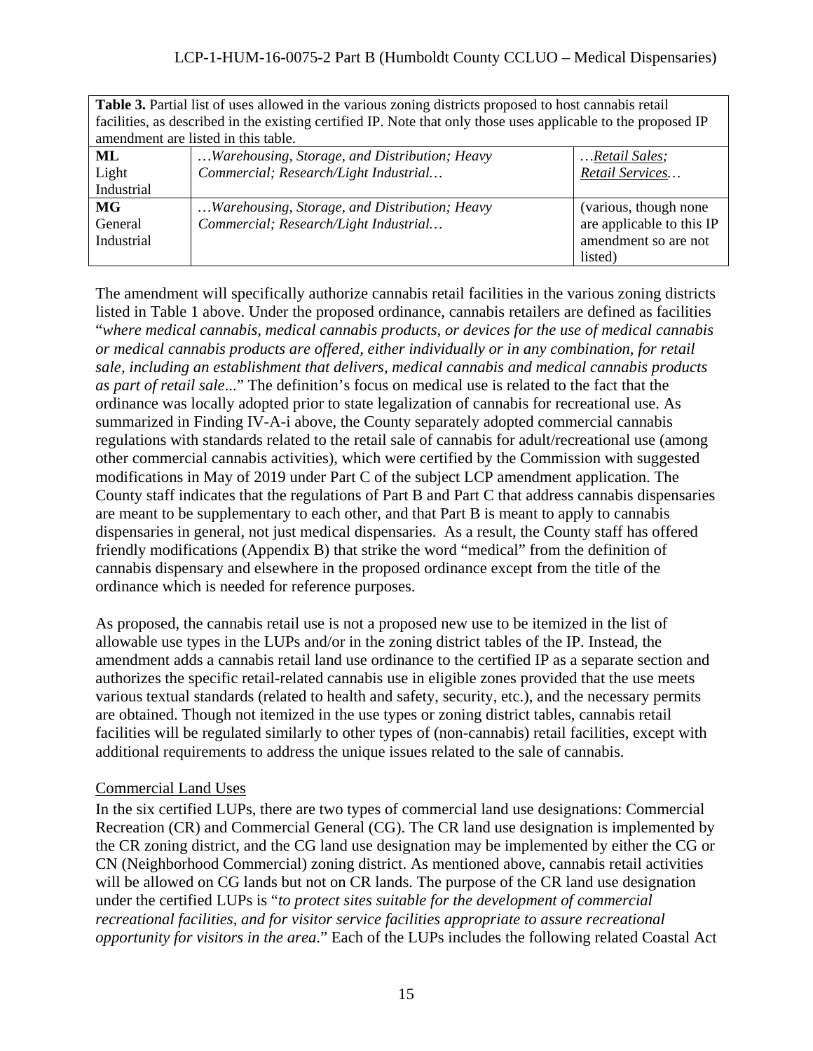| **Table 3.** Partial list of uses allowed in the various zoning districts proposed to host cannabis retail facilities, as described in the existing certified IP. Note that only those uses applicable to the proposed IP amendment are listed in this table. | | |
|---|---|---|
| **ML** Light Industrial | *…Warehousing, Storage, and Distribution; Heavy Commercial; Research/Light Industrial…* | *…Retail Sales; Retail Services…* |
| **MG** General Industrial | *…Warehousing, Storage, and Distribution; Heavy Commercial; Research/Light Industrial…* | (various, though none are applicable to this IP amendment so are not listed) |

The amendment will specifically authorize cannabis retail facilities in the various zoning districts listed in Table 1 above. Under the proposed ordinance, cannabis retailers are defined as facilities "*where medical cannabis, medical cannabis products, or devices for the use of medical cannabis or medical cannabis products are offered, either individually or in any combination, for retail sale, including an establishment that delivers, medical cannabis and medical cannabis products as part of retail sale...*" The definition's focus on medical use is related to the fact that the ordinance was locally adopted prior to state legalization of cannabis for recreational use. As summarized in Finding IV-A-i above, the County separately adopted commercial cannabis regulations with standards related to the retail sale of cannabis for adult/recreational use (among other commercial cannabis activities), which were certified by the Commission with suggested modifications in May of 2019 under Part C of the subject LCP amendment application. The County staff indicates that the regulations of Part B and Part C that address cannabis dispensaries are meant to be supplementary to each other, and that Part B is meant to apply to cannabis dispensaries in general, not just medical dispensaries. As a result, the County staff has offered friendly modifications (Appendix B) that strike the word "medical" from the definition of cannabis dispensary and elsewhere in the proposed ordinance except from the title of the ordinance which is needed for reference purposes.

As proposed, the cannabis retail use is not a proposed new use to be itemized in the list of allowable use types in the LUPs and/or in the zoning district tables of the IP. Instead, the amendment adds a cannabis retail land use ordinance to the certified IP as a separate section and authorizes the specific retail-related cannabis use in eligible zones provided that the use meets various textual standards (related to health and safety, security, etc.), and the necessary permits are obtained. Though not itemized in the use types or zoning district tables, cannabis retail facilities will be regulated similarly to other types of (non-cannabis) retail facilities, except with additional requirements to address the unique issues related to the sale of cannabis.

Commercial Land Uses

In the six certified LUPs, there are two types of commercial land use designations: Commercial Recreation (CR) and Commercial General (CG). The CR land use designation is implemented by the CR zoning district, and the CG land use designation may be implemented by either the CG or CN (Neighborhood Commercial) zoning district. As mentioned above, cannabis retail activities will be allowed on CG lands but not on CR lands. The purpose of the CR land use designation under the certified LUPs is "*to protect sites suitable for the development of commercial recreational facilities, and for visitor service facilities appropriate to assure recreational opportunity for visitors in the area*." Each of the LUPs includes the following related Coastal Act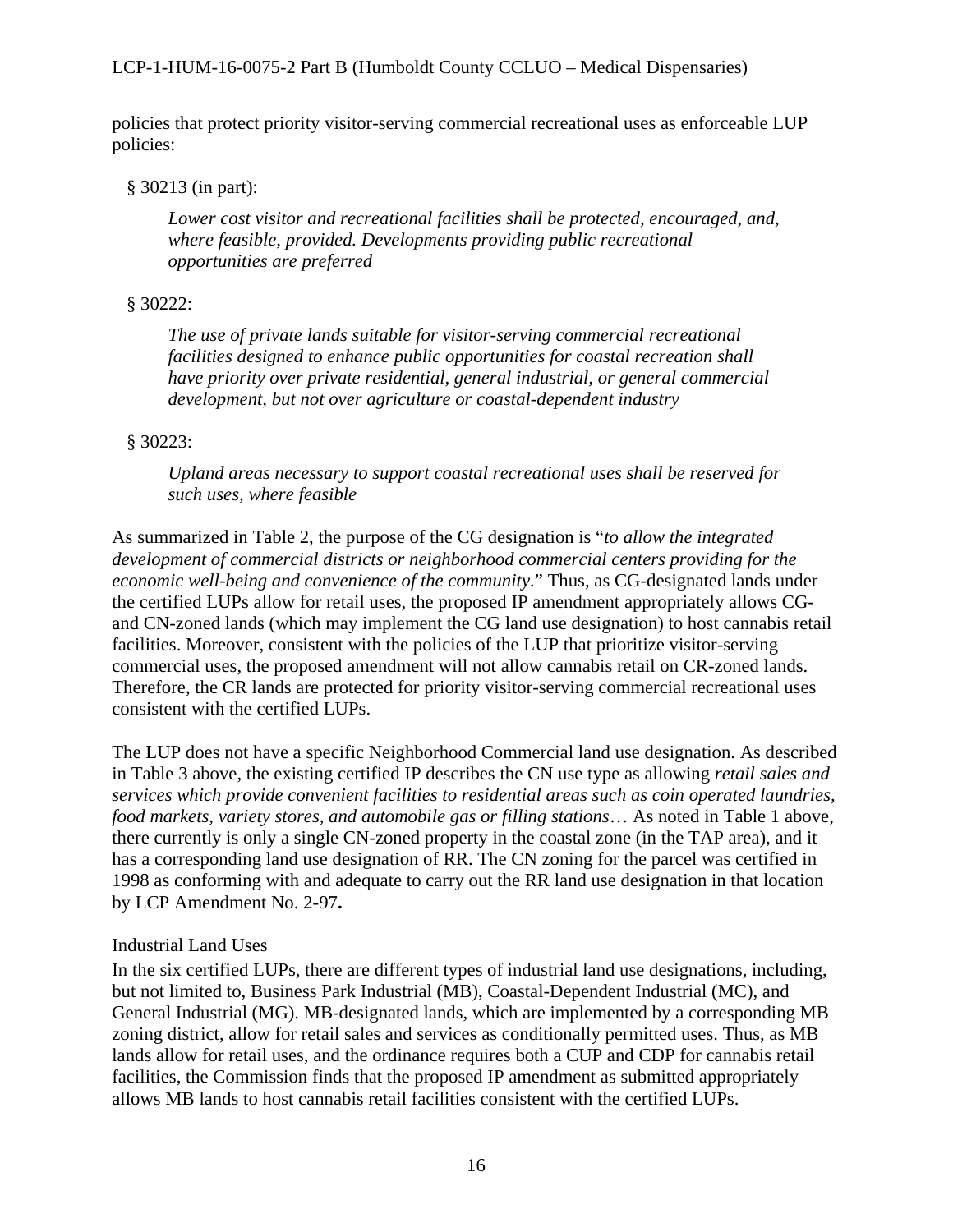policies that protect priority visitor-serving commercial recreational uses as enforceable LUP policies:

§ 30213 (in part):

> *Lower cost visitor and recreational facilities shall be protected, encouraged, and, where feasible, provided. Developments providing public recreational opportunities are preferred*

§ 30222:

> *The use of private lands suitable for visitor-serving commercial recreational facilities designed to enhance public opportunities for coastal recreation shall have priority over private residential, general industrial, or general commercial development, but not over agriculture or coastal-dependent industry*

§ 30223:

> *Upland areas necessary to support coastal recreational uses shall be reserved for such uses, where feasible*

As summarized in Table 2, the purpose of the CG designation is "*to allow the integrated development of commercial districts or neighborhood commercial centers providing for the economic well-being and convenience of the community*." Thus, as CG-designated lands under the certified LUPs allow for retail uses, the proposed IP amendment appropriately allows CG- and CN-zoned lands (which may implement the CG land use designation) to host cannabis retail facilities. Moreover, consistent with the policies of the LUP that prioritize visitor-serving commercial uses, the proposed amendment will not allow cannabis retail on CR-zoned lands. Therefore, the CR lands are protected for priority visitor-serving commercial recreational uses consistent with the certified LUPs.

The LUP does not have a specific Neighborhood Commercial land use designation. As described in Table 3 above, the existing certified IP describes the CN use type as allowing *retail sales and services which provide convenient facilities to residential areas such as coin operated laundries, food markets, variety stores, and automobile gas or filling stations*… As noted in Table 1 above, there currently is only a single CN-zoned property in the coastal zone (in the TAP area), and it has a corresponding land use designation of RR. The CN zoning for the parcel was certified in 1998 as conforming with and adequate to carry out the RR land use designation in that location by LCP Amendment No. 2-97**.**

<u>Industrial Land Uses</u>

In the six certified LUPs, there are different types of industrial land use designations, including, but not limited to, Business Park Industrial (MB), Coastal-Dependent Industrial (MC), and General Industrial (MG). MB-designated lands, which are implemented by a corresponding MB zoning district, allow for retail sales and services as conditionally permitted uses. Thus, as MB lands allow for retail uses, and the ordinance requires both a CUP and CDP for cannabis retail facilities, the Commission finds that the proposed IP amendment as submitted appropriately allows MB lands to host cannabis retail facilities consistent with the certified LUPs.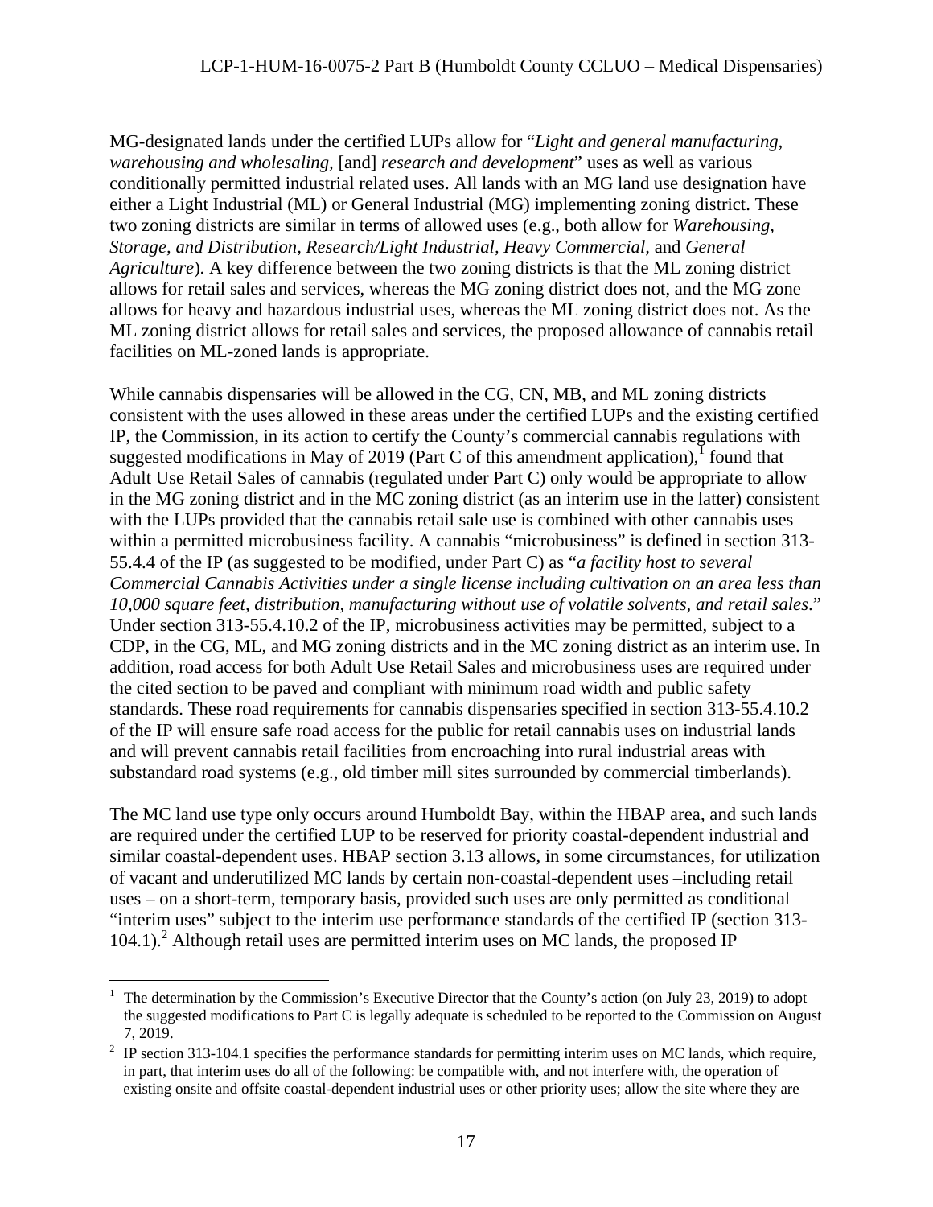MG-designated lands under the certified LUPs allow for "*Light and general manufacturing, warehousing and wholesaling,* [and] *research and development*" uses as well as various conditionally permitted industrial related uses. All lands with an MG land use designation have either a Light Industrial (ML) or General Industrial (MG) implementing zoning district. These two zoning districts are similar in terms of allowed uses (e.g., both allow for *Warehousing, Storage, and Distribution, Research/Light Industrial, Heavy Commercial,* and *General Agriculture*). A key difference between the two zoning districts is that the ML zoning district allows for retail sales and services, whereas the MG zoning district does not, and the MG zone allows for heavy and hazardous industrial uses, whereas the ML zoning district does not. As the ML zoning district allows for retail sales and services, the proposed allowance of cannabis retail facilities on ML-zoned lands is appropriate.

While cannabis dispensaries will be allowed in the CG, CN, MB, and ML zoning districts consistent with the uses allowed in these areas under the certified LUPs and the existing certified IP, the Commission, in its action to certify the County's commercial cannabis regulations with suggested modifications in May of 2019 (Part C of this amendment application),[1] found that Adult Use Retail Sales of cannabis (regulated under Part C) only would be appropriate to allow in the MG zoning district and in the MC zoning district (as an interim use in the latter) consistent with the LUPs provided that the cannabis retail sale use is combined with other cannabis uses within a permitted microbusiness facility. A cannabis "microbusiness" is defined in section 313-55.4.4 of the IP (as suggested to be modified, under Part C) as "*a facility host to several Commercial Cannabis Activities under a single license including cultivation on an area less than 10,000 square feet, distribution, manufacturing without use of volatile solvents, and retail sales*." Under section 313-55.4.10.2 of the IP, microbusiness activities may be permitted, subject to a CDP, in the CG, ML, and MG zoning districts and in the MC zoning district as an interim use. In addition, road access for both Adult Use Retail Sales and microbusiness uses are required under the cited section to be paved and compliant with minimum road width and public safety standards. These road requirements for cannabis dispensaries specified in section 313-55.4.10.2 of the IP will ensure safe road access for the public for retail cannabis uses on industrial lands and will prevent cannabis retail facilities from encroaching into rural industrial areas with substandard road systems (e.g., old timber mill sites surrounded by commercial timberlands).

The MC land use type only occurs around Humboldt Bay, within the HBAP area, and such lands are required under the certified LUP to be reserved for priority coastal-dependent industrial and similar coastal-dependent uses. HBAP section 3.13 allows, in some circumstances, for utilization of vacant and underutilized MC lands by certain non-coastal-dependent uses –including retail uses – on a short-term, temporary basis, provided such uses are only permitted as conditional "interim uses" subject to the interim use performance standards of the certified IP (section 313-104.1).[2] Although retail uses are permitted interim uses on MC lands, the proposed IP

---

[1] The determination by the Commission's Executive Director that the County's action (on July 23, 2019) to adopt the suggested modifications to Part C is legally adequate is scheduled to be reported to the Commission on August 7, 2019.

[2] IP section 313-104.1 specifies the performance standards for permitting interim uses on MC lands, which require, in part, that interim uses do all of the following: be compatible with, and not interfere with, the operation of existing onsite and offsite coastal-dependent industrial uses or other priority uses; allow the site where they are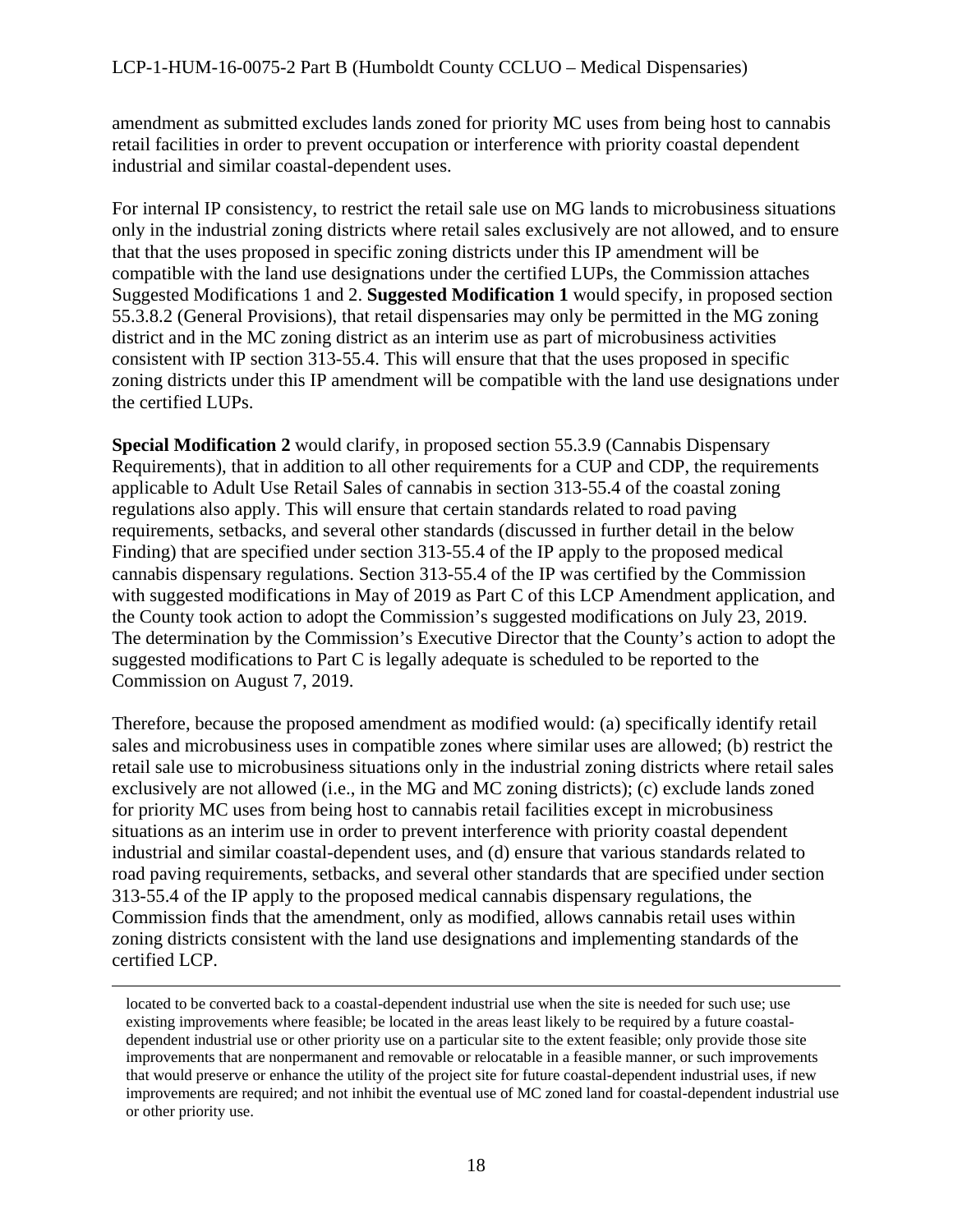amendment as submitted excludes lands zoned for priority MC uses from being host to cannabis retail facilities in order to prevent occupation or interference with priority coastal dependent industrial and similar coastal-dependent uses.

For internal IP consistency, to restrict the retail sale use on MG lands to microbusiness situations only in the industrial zoning districts where retail sales exclusively are not allowed, and to ensure that that the uses proposed in specific zoning districts under this IP amendment will be compatible with the land use designations under the certified LUPs, the Commission attaches Suggested Modifications 1 and 2. **Suggested Modification 1** would specify, in proposed section 55.3.8.2 (General Provisions), that retail dispensaries may only be permitted in the MG zoning district and in the MC zoning district as an interim use as part of microbusiness activities consistent with IP section 313-55.4. This will ensure that that the uses proposed in specific zoning districts under this IP amendment will be compatible with the land use designations under the certified LUPs.

**Special Modification 2** would clarify, in proposed section 55.3.9 (Cannabis Dispensary Requirements), that in addition to all other requirements for a CUP and CDP, the requirements applicable to Adult Use Retail Sales of cannabis in section 313-55.4 of the coastal zoning regulations also apply. This will ensure that certain standards related to road paving requirements, setbacks, and several other standards (discussed in further detail in the below Finding) that are specified under section 313-55.4 of the IP apply to the proposed medical cannabis dispensary regulations. Section 313-55.4 of the IP was certified by the Commission with suggested modifications in May of 2019 as Part C of this LCP Amendment application, and the County took action to adopt the Commission's suggested modifications on July 23, 2019. The determination by the Commission's Executive Director that the County's action to adopt the suggested modifications to Part C is legally adequate is scheduled to be reported to the Commission on August 7, 2019.

Therefore, because the proposed amendment as modified would: (a) specifically identify retail sales and microbusiness uses in compatible zones where similar uses are allowed; (b) restrict the retail sale use to microbusiness situations only in the industrial zoning districts where retail sales exclusively are not allowed (i.e., in the MG and MC zoning districts); (c) exclude lands zoned for priority MC uses from being host to cannabis retail facilities except in microbusiness situations as an interim use in order to prevent interference with priority coastal dependent industrial and similar coastal-dependent uses, and (d) ensure that various standards related to road paving requirements, setbacks, and several other standards that are specified under section 313-55.4 of the IP apply to the proposed medical cannabis dispensary regulations, the Commission finds that the amendment, only as modified, allows cannabis retail uses within zoning districts consistent with the land use designations and implementing standards of the certified LCP.

---

located to be converted back to a coastal-dependent industrial use when the site is needed for such use; use existing improvements where feasible; be located in the areas least likely to be required by a future coastal-dependent industrial use or other priority use on a particular site to the extent feasible; only provide those site improvements that are nonpermanent and removable or relocatable in a feasible manner, or such improvements that would preserve or enhance the utility of the project site for future coastal-dependent industrial uses, if new improvements are required; and not inhibit the eventual use of MC zoned land for coastal-dependent industrial use or other priority use.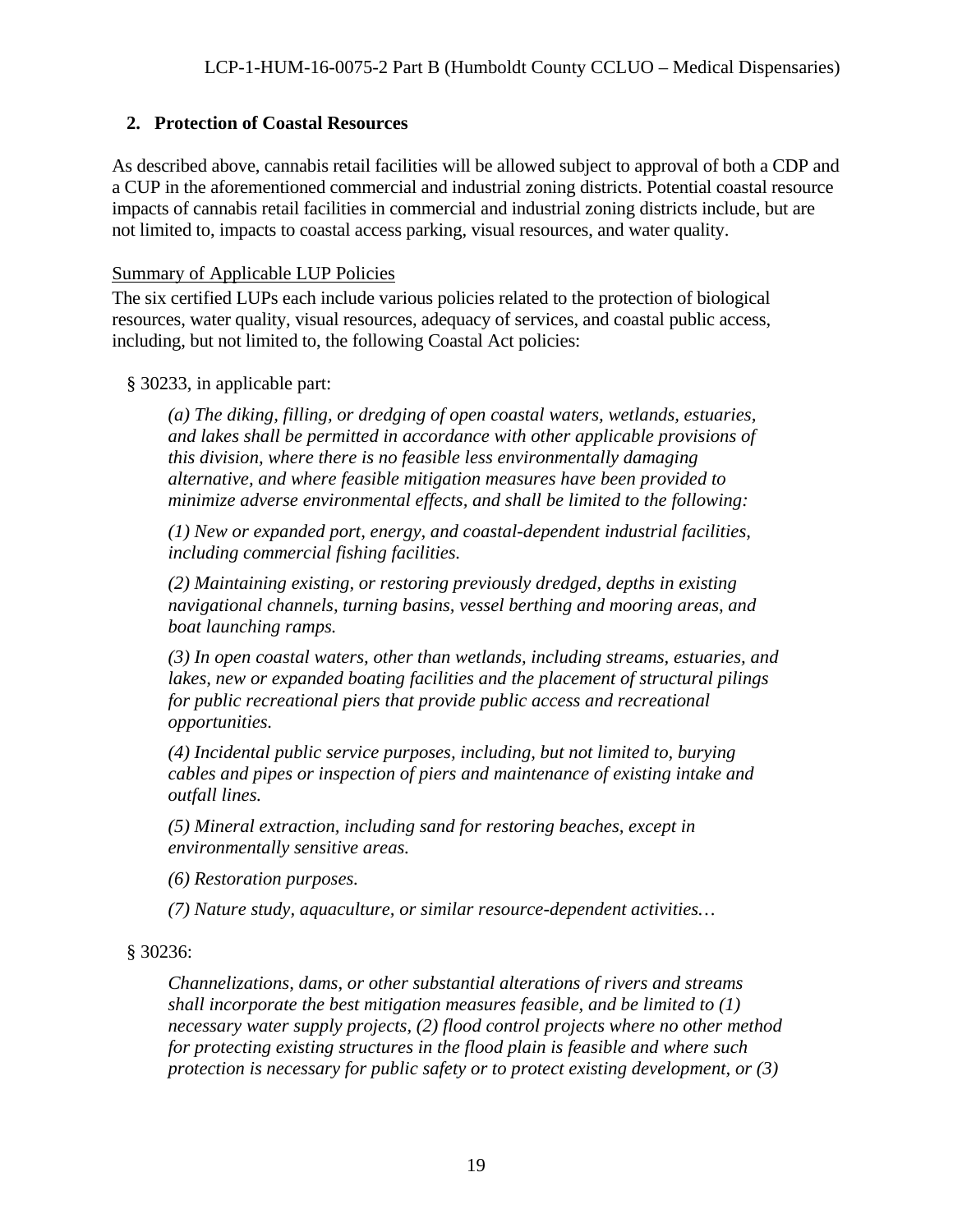## 2. Protection of Coastal Resources

As described above, cannabis retail facilities will be allowed subject to approval of both a CDP and a CUP in the aforementioned commercial and industrial zoning districts. Potential coastal resource impacts of cannabis retail facilities in commercial and industrial zoning districts include, but are not limited to, impacts to coastal access parking, visual resources, and water quality.

<u>Summary of Applicable LUP Policies</u>

The six certified LUPs each include various policies related to the protection of biological resources, water quality, visual resources, adequacy of services, and coastal public access, including, but not limited to, the following Coastal Act policies:

§ 30233, in applicable part:

> *(a) The diking, filling, or dredging of open coastal waters, wetlands, estuaries, and lakes shall be permitted in accordance with other applicable provisions of this division, where there is no feasible less environmentally damaging alternative, and where feasible mitigation measures have been provided to minimize adverse environmental effects, and shall be limited to the following:*
>
> *(1) New or expanded port, energy, and coastal-dependent industrial facilities, including commercial fishing facilities.*
>
> *(2) Maintaining existing, or restoring previously dredged, depths in existing navigational channels, turning basins, vessel berthing and mooring areas, and boat launching ramps.*
>
> *(3) In open coastal waters, other than wetlands, including streams, estuaries, and lakes, new or expanded boating facilities and the placement of structural pilings for public recreational piers that provide public access and recreational opportunities.*
>
> *(4) Incidental public service purposes, including, but not limited to, burying cables and pipes or inspection of piers and maintenance of existing intake and outfall lines.*
>
> *(5) Mineral extraction, including sand for restoring beaches, except in environmentally sensitive areas.*
>
> *(6) Restoration purposes.*
>
> *(7) Nature study, aquaculture, or similar resource-dependent activities…*

§ 30236:

> *Channelizations, dams, or other substantial alterations of rivers and streams shall incorporate the best mitigation measures feasible, and be limited to (1) necessary water supply projects, (2) flood control projects where no other method for protecting existing structures in the flood plain is feasible and where such protection is necessary for public safety or to protect existing development, or (3)*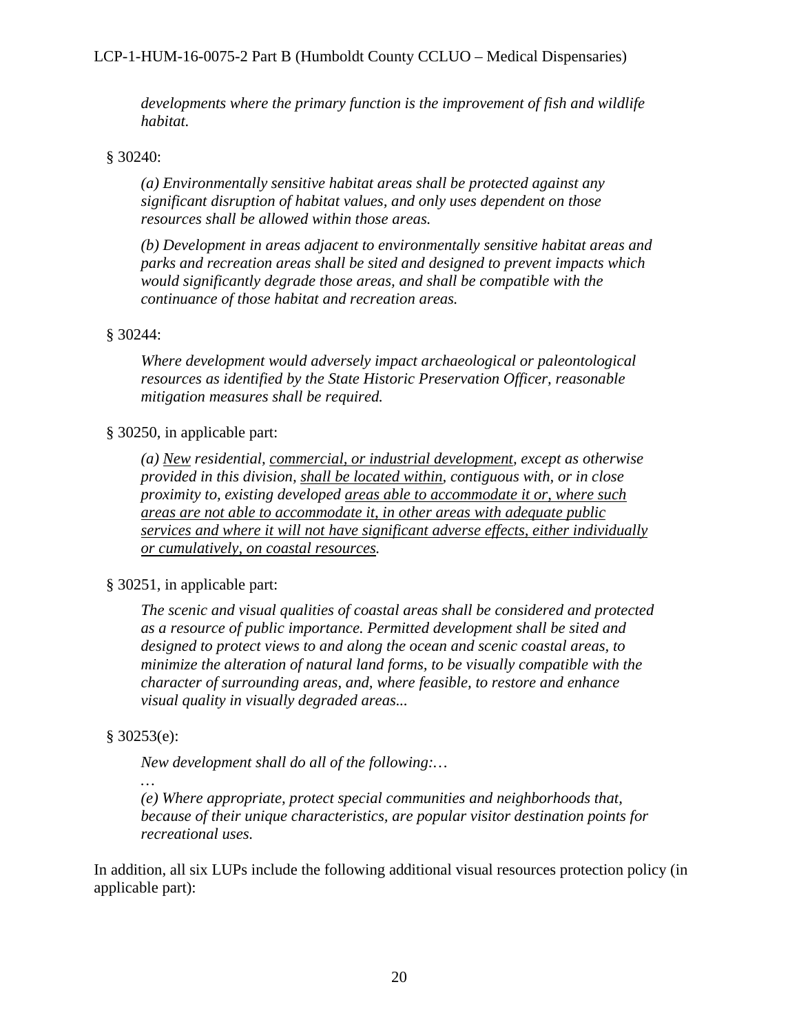*developments where the primary function is the improvement of fish and wildlife habitat.*

§ 30240:

*(a) Environmentally sensitive habitat areas shall be protected against any significant disruption of habitat values, and only uses dependent on those resources shall be allowed within those areas.*

*(b) Development in areas adjacent to environmentally sensitive habitat areas and parks and recreation areas shall be sited and designed to prevent impacts which would significantly degrade those areas, and shall be compatible with the continuance of those habitat and recreation areas.*

§ 30244:

*Where development would adversely impact archaeological or paleontological resources as identified by the State Historic Preservation Officer, reasonable mitigation measures shall be required.*

§ 30250, in applicable part:

*(a) <u>New</u> residential, <u>commercial, or industrial development</u>, except as otherwise provided in this division, <u>shall be located within</u>, contiguous with, or in close proximity to, existing developed <u>areas able to accommodate it or, where such areas are not able to accommodate it, in other areas with adequate public services and where it will not have significant adverse effects, either individually or cumulatively, on coastal resources</u>.*

§ 30251, in applicable part:

*The scenic and visual qualities of coastal areas shall be considered and protected as a resource of public importance. Permitted development shall be sited and designed to protect views to and along the ocean and scenic coastal areas, to minimize the alteration of natural land forms, to be visually compatible with the character of surrounding areas, and, where feasible, to restore and enhance visual quality in visually degraded areas...*

§ 30253(e):

*New development shall do all of the following:…*

*…*

*(e) Where appropriate, protect special communities and neighborhoods that, because of their unique characteristics, are popular visitor destination points for recreational uses.*

In addition, all six LUPs include the following additional visual resources protection policy (in applicable part):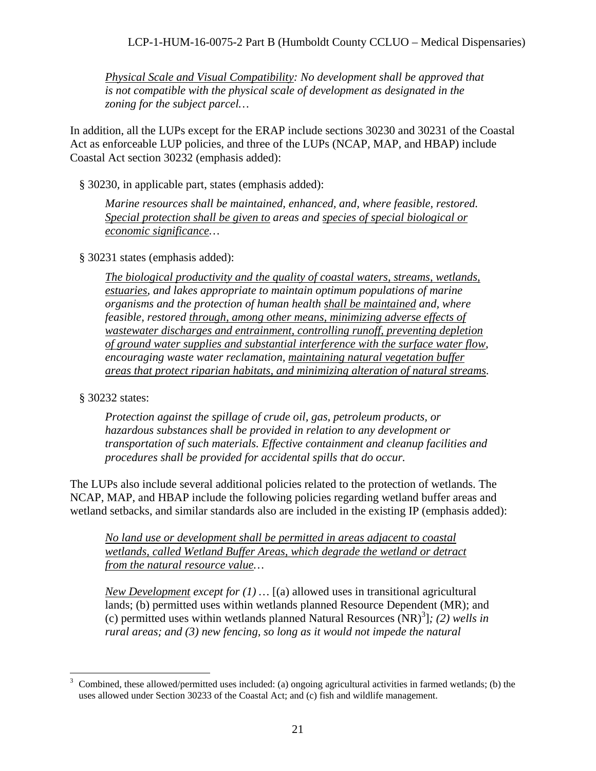*<u>Physical Scale and Visual Compatibility</u>: No development shall be approved that is not compatible with the physical scale of development as designated in the zoning for the subject parcel…*

In addition, all the LUPs except for the ERAP include sections 30230 and 30231 of the Coastal Act as enforceable LUP policies, and three of the LUPs (NCAP, MAP, and HBAP) include Coastal Act section 30232 (emphasis added):

§ 30230, in applicable part, states (emphasis added):

> *Marine resources shall be maintained, enhanced, and, where feasible, restored. <u>Special protection shall be given to</u> areas and <u>species of special biological or economic significance</u>…*

§ 30231 states (emphasis added):

> *<u>The biological productivity and the quality of coastal waters, streams, wetlands, estuaries</u>, and lakes appropriate to maintain optimum populations of marine organisms and the protection of human health <u>shall be maintained</u> and, where feasible, restored <u>through, among other means, minimizing adverse effects of wastewater discharges and entrainment, controlling runoff, preventing depletion of ground water supplies and substantial interference with the surface water flow</u>, encouraging waste water reclamation, <u>maintaining natural vegetation buffer areas that protect riparian habitats, and minimizing alteration of natural streams</u>.*

§ 30232 states:

> *Protection against the spillage of crude oil, gas, petroleum products, or hazardous substances shall be provided in relation to any development or transportation of such materials. Effective containment and cleanup facilities and procedures shall be provided for accidental spills that do occur.*

The LUPs also include several additional policies related to the protection of wetlands. The NCAP, MAP, and HBAP include the following policies regarding wetland buffer areas and wetland setbacks, and similar standards also are included in the existing IP (emphasis added):

> *<u>No land use or development shall be permitted in areas adjacent to coastal wetlands, called Wetland Buffer Areas, which degrade the wetland or detract from the natural resource value</u>…*
>
> *<u>New Development</u> except for (1) …* [(a) allowed uses in transitional agricultural lands; (b) permitted uses within wetlands planned Resource Dependent (MR); and (c) permitted uses within wetlands planned Natural Resources (NR)[3]]*; (2) wells in rural areas; and (3) new fencing, so long as it would not impede the natural*

[3] Combined, these allowed/permitted uses included: (a) ongoing agricultural activities in farmed wetlands; (b) the uses allowed under Section 30233 of the Coastal Act; and (c) fish and wildlife management.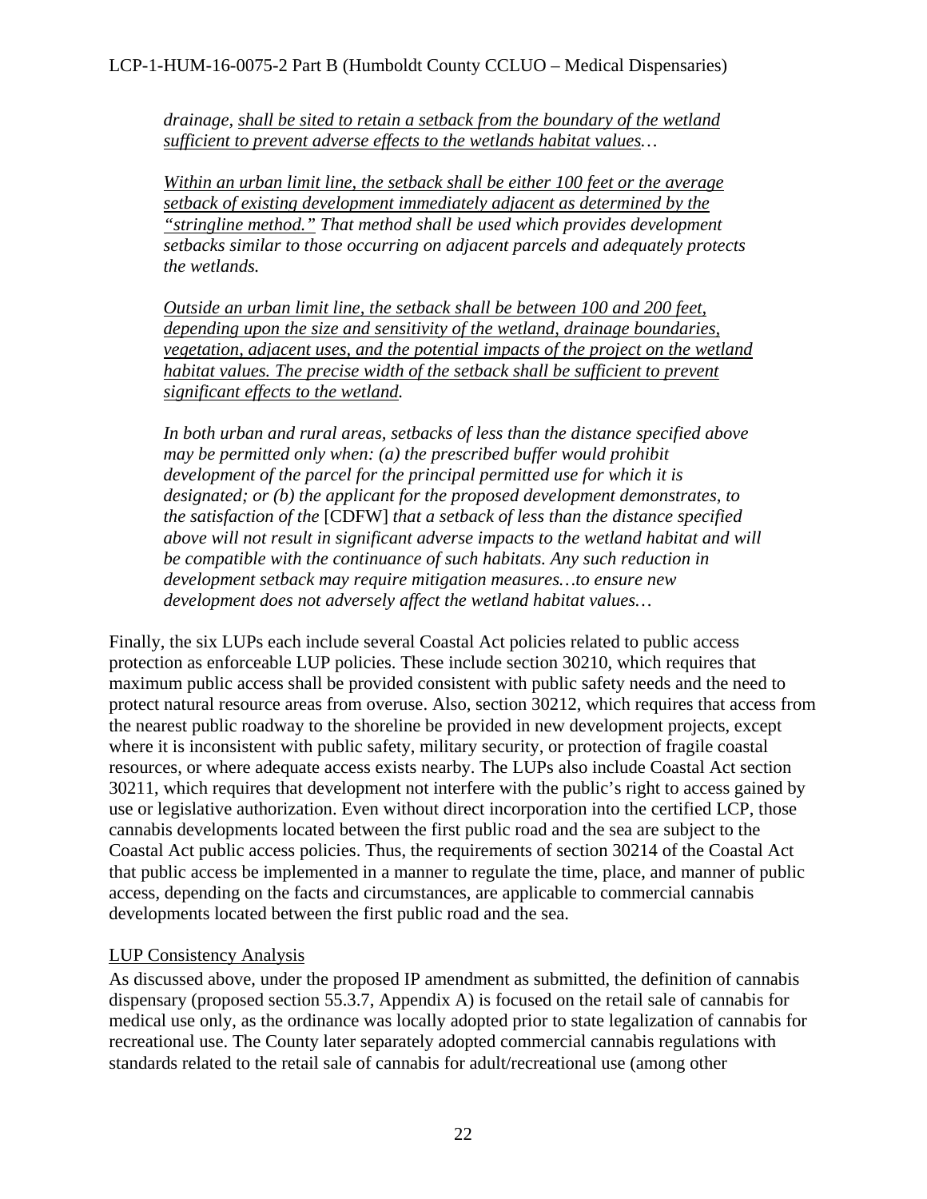*drainage, <u>shall be sited to retain a setback from the boundary of the wetland sufficient to prevent adverse effects to the wetlands habitat values</u>…*

*<u>Within an urban limit line, the setback shall be either 100 feet or the average setback of existing development immediately adjacent as determined by the "stringline method."</u> That method shall be used which provides development setbacks similar to those occurring on adjacent parcels and adequately protects the wetlands.*

*<u>Outside an urban limit line, the setback shall be between 100 and 200 feet, depending upon the size and sensitivity of the wetland, drainage boundaries, vegetation, adjacent uses, and the potential impacts of the project on the wetland habitat values. The precise width of the setback shall be sufficient to prevent significant effects to the wetland</u>.*

*In both urban and rural areas, setbacks of less than the distance specified above may be permitted only when: (a) the prescribed buffer would prohibit development of the parcel for the principal permitted use for which it is designated; or (b) the applicant for the proposed development demonstrates, to the satisfaction of the* [CDFW] *that a setback of less than the distance specified above will not result in significant adverse impacts to the wetland habitat and will be compatible with the continuance of such habitats. Any such reduction in development setback may require mitigation measures…to ensure new development does not adversely affect the wetland habitat values…*

Finally, the six LUPs each include several Coastal Act policies related to public access protection as enforceable LUP policies. These include section 30210, which requires that maximum public access shall be provided consistent with public safety needs and the need to protect natural resource areas from overuse. Also, section 30212, which requires that access from the nearest public roadway to the shoreline be provided in new development projects, except where it is inconsistent with public safety, military security, or protection of fragile coastal resources, or where adequate access exists nearby. The LUPs also include Coastal Act section 30211, which requires that development not interfere with the public's right to access gained by use or legislative authorization. Even without direct incorporation into the certified LCP, those cannabis developments located between the first public road and the sea are subject to the Coastal Act public access policies. Thus, the requirements of section 30214 of the Coastal Act that public access be implemented in a manner to regulate the time, place, and manner of public access, depending on the facts and circumstances, are applicable to commercial cannabis developments located between the first public road and the sea.

<u>LUP Consistency Analysis</u>

As discussed above, under the proposed IP amendment as submitted, the definition of cannabis dispensary (proposed section 55.3.7, Appendix A) is focused on the retail sale of cannabis for medical use only, as the ordinance was locally adopted prior to state legalization of cannabis for recreational use. The County later separately adopted commercial cannabis regulations with standards related to the retail sale of cannabis for adult/recreational use (among other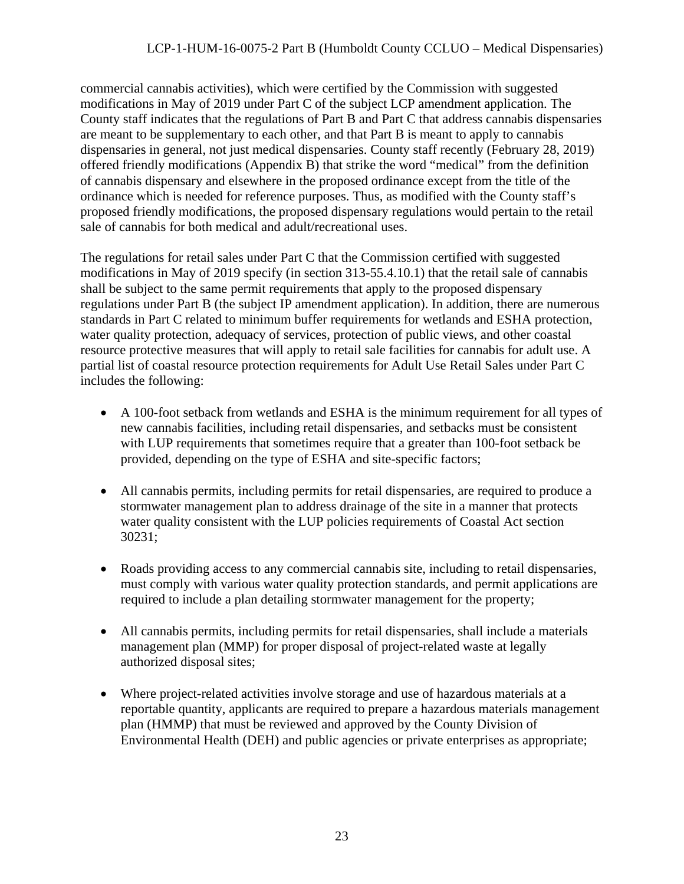commercial cannabis activities), which were certified by the Commission with suggested modifications in May of 2019 under Part C of the subject LCP amendment application. The County staff indicates that the regulations of Part B and Part C that address cannabis dispensaries are meant to be supplementary to each other, and that Part B is meant to apply to cannabis dispensaries in general, not just medical dispensaries. County staff recently (February 28, 2019) offered friendly modifications (Appendix B) that strike the word "medical" from the definition of cannabis dispensary and elsewhere in the proposed ordinance except from the title of the ordinance which is needed for reference purposes. Thus, as modified with the County staff's proposed friendly modifications, the proposed dispensary regulations would pertain to the retail sale of cannabis for both medical and adult/recreational uses.

The regulations for retail sales under Part C that the Commission certified with suggested modifications in May of 2019 specify (in section 313-55.4.10.1) that the retail sale of cannabis shall be subject to the same permit requirements that apply to the proposed dispensary regulations under Part B (the subject IP amendment application). In addition, there are numerous standards in Part C related to minimum buffer requirements for wetlands and ESHA protection, water quality protection, adequacy of services, protection of public views, and other coastal resource protective measures that will apply to retail sale facilities for cannabis for adult use. A partial list of coastal resource protection requirements for Adult Use Retail Sales under Part C includes the following:

- A 100-foot setback from wetlands and ESHA is the minimum requirement for all types of new cannabis facilities, including retail dispensaries, and setbacks must be consistent with LUP requirements that sometimes require that a greater than 100-foot setback be provided, depending on the type of ESHA and site-specific factors;

- All cannabis permits, including permits for retail dispensaries, are required to produce a stormwater management plan to address drainage of the site in a manner that protects water quality consistent with the LUP policies requirements of Coastal Act section 30231;

- Roads providing access to any commercial cannabis site, including to retail dispensaries, must comply with various water quality protection standards, and permit applications are required to include a plan detailing stormwater management for the property;

- All cannabis permits, including permits for retail dispensaries, shall include a materials management plan (MMP) for proper disposal of project-related waste at legally authorized disposal sites;

- Where project-related activities involve storage and use of hazardous materials at a reportable quantity, applicants are required to prepare a hazardous materials management plan (HMMP) that must be reviewed and approved by the County Division of Environmental Health (DEH) and public agencies or private enterprises as appropriate;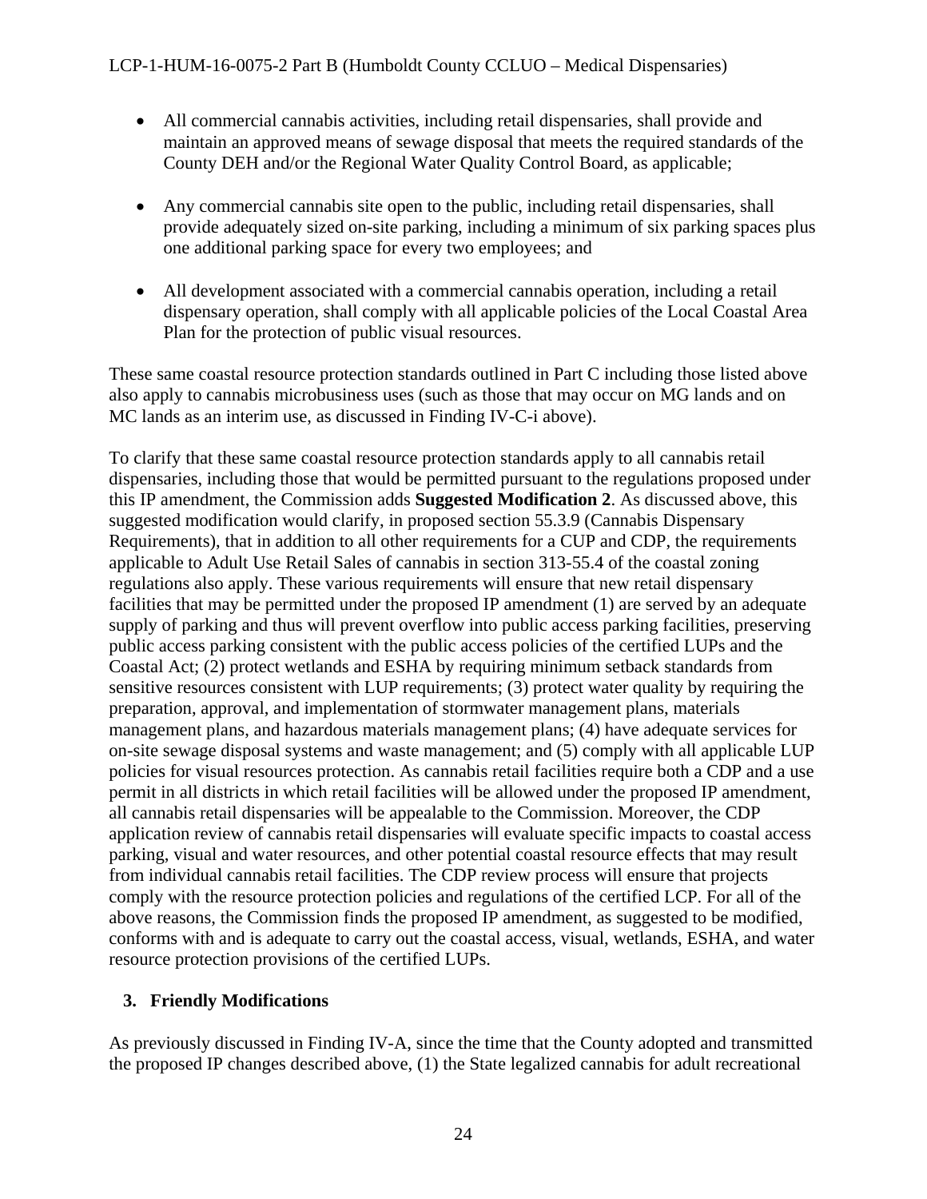- All commercial cannabis activities, including retail dispensaries, shall provide and maintain an approved means of sewage disposal that meets the required standards of the County DEH and/or the Regional Water Quality Control Board, as applicable;

- Any commercial cannabis site open to the public, including retail dispensaries, shall provide adequately sized on-site parking, including a minimum of six parking spaces plus one additional parking space for every two employees; and

- All development associated with a commercial cannabis operation, including a retail dispensary operation, shall comply with all applicable policies of the Local Coastal Area Plan for the protection of public visual resources.

These same coastal resource protection standards outlined in Part C including those listed above also apply to cannabis microbusiness uses (such as those that may occur on MG lands and on MC lands as an interim use, as discussed in Finding IV-C-i above).

To clarify that these same coastal resource protection standards apply to all cannabis retail dispensaries, including those that would be permitted pursuant to the regulations proposed under this IP amendment, the Commission adds **Suggested Modification 2**. As discussed above, this suggested modification would clarify, in proposed section 55.3.9 (Cannabis Dispensary Requirements), that in addition to all other requirements for a CUP and CDP, the requirements applicable to Adult Use Retail Sales of cannabis in section 313-55.4 of the coastal zoning regulations also apply. These various requirements will ensure that new retail dispensary facilities that may be permitted under the proposed IP amendment (1) are served by an adequate supply of parking and thus will prevent overflow into public access parking facilities, preserving public access parking consistent with the public access policies of the certified LUPs and the Coastal Act; (2) protect wetlands and ESHA by requiring minimum setback standards from sensitive resources consistent with LUP requirements; (3) protect water quality by requiring the preparation, approval, and implementation of stormwater management plans, materials management plans, and hazardous materials management plans; (4) have adequate services for on-site sewage disposal systems and waste management; and (5) comply with all applicable LUP policies for visual resources protection. As cannabis retail facilities require both a CDP and a use permit in all districts in which retail facilities will be allowed under the proposed IP amendment, all cannabis retail dispensaries will be appealable to the Commission. Moreover, the CDP application review of cannabis retail dispensaries will evaluate specific impacts to coastal access parking, visual and water resources, and other potential coastal resource effects that may result from individual cannabis retail facilities. The CDP review process will ensure that projects comply with the resource protection policies and regulations of the certified LCP. For all of the above reasons, the Commission finds the proposed IP amendment, as suggested to be modified, conforms with and is adequate to carry out the coastal access, visual, wetlands, ESHA, and water resource protection provisions of the certified LUPs.

### 3. Friendly Modifications

As previously discussed in Finding IV-A, since the time that the County adopted and transmitted the proposed IP changes described above, (1) the State legalized cannabis for adult recreational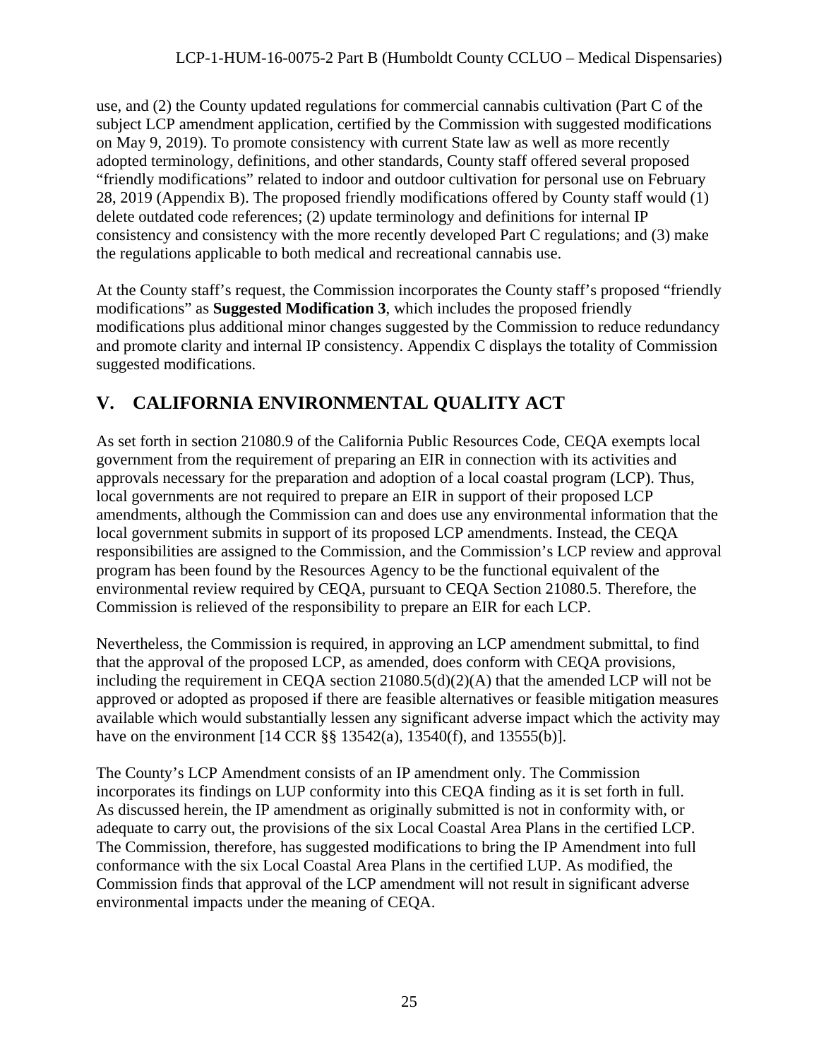use, and (2) the County updated regulations for commercial cannabis cultivation (Part C of the subject LCP amendment application, certified by the Commission with suggested modifications on May 9, 2019). To promote consistency with current State law as well as more recently adopted terminology, definitions, and other standards, County staff offered several proposed "friendly modifications" related to indoor and outdoor cultivation for personal use on February 28, 2019 (Appendix B). The proposed friendly modifications offered by County staff would (1) delete outdated code references; (2) update terminology and definitions for internal IP consistency and consistency with the more recently developed Part C regulations; and (3) make the regulations applicable to both medical and recreational cannabis use.

At the County staff's request, the Commission incorporates the County staff's proposed "friendly modifications" as **Suggested Modification 3**, which includes the proposed friendly modifications plus additional minor changes suggested by the Commission to reduce redundancy and promote clarity and internal IP consistency. Appendix C displays the totality of Commission suggested modifications.

## V. CALIFORNIA ENVIRONMENTAL QUALITY ACT

As set forth in section 21080.9 of the California Public Resources Code, CEQA exempts local government from the requirement of preparing an EIR in connection with its activities and approvals necessary for the preparation and adoption of a local coastal program (LCP). Thus, local governments are not required to prepare an EIR in support of their proposed LCP amendments, although the Commission can and does use any environmental information that the local government submits in support of its proposed LCP amendments. Instead, the CEQA responsibilities are assigned to the Commission, and the Commission's LCP review and approval program has been found by the Resources Agency to be the functional equivalent of the environmental review required by CEQA, pursuant to CEQA Section 21080.5. Therefore, the Commission is relieved of the responsibility to prepare an EIR for each LCP.

Nevertheless, the Commission is required, in approving an LCP amendment submittal, to find that the approval of the proposed LCP, as amended, does conform with CEQA provisions, including the requirement in CEQA section 21080.5(d)(2)(A) that the amended LCP will not be approved or adopted as proposed if there are feasible alternatives or feasible mitigation measures available which would substantially lessen any significant adverse impact which the activity may have on the environment [14 CCR §§ 13542(a), 13540(f), and 13555(b)].

The County's LCP Amendment consists of an IP amendment only. The Commission incorporates its findings on LUP conformity into this CEQA finding as it is set forth in full. As discussed herein, the IP amendment as originally submitted is not in conformity with, or adequate to carry out, the provisions of the six Local Coastal Area Plans in the certified LCP. The Commission, therefore, has suggested modifications to bring the IP Amendment into full conformance with the six Local Coastal Area Plans in the certified LUP. As modified, the Commission finds that approval of the LCP amendment will not result in significant adverse environmental impacts under the meaning of CEQA.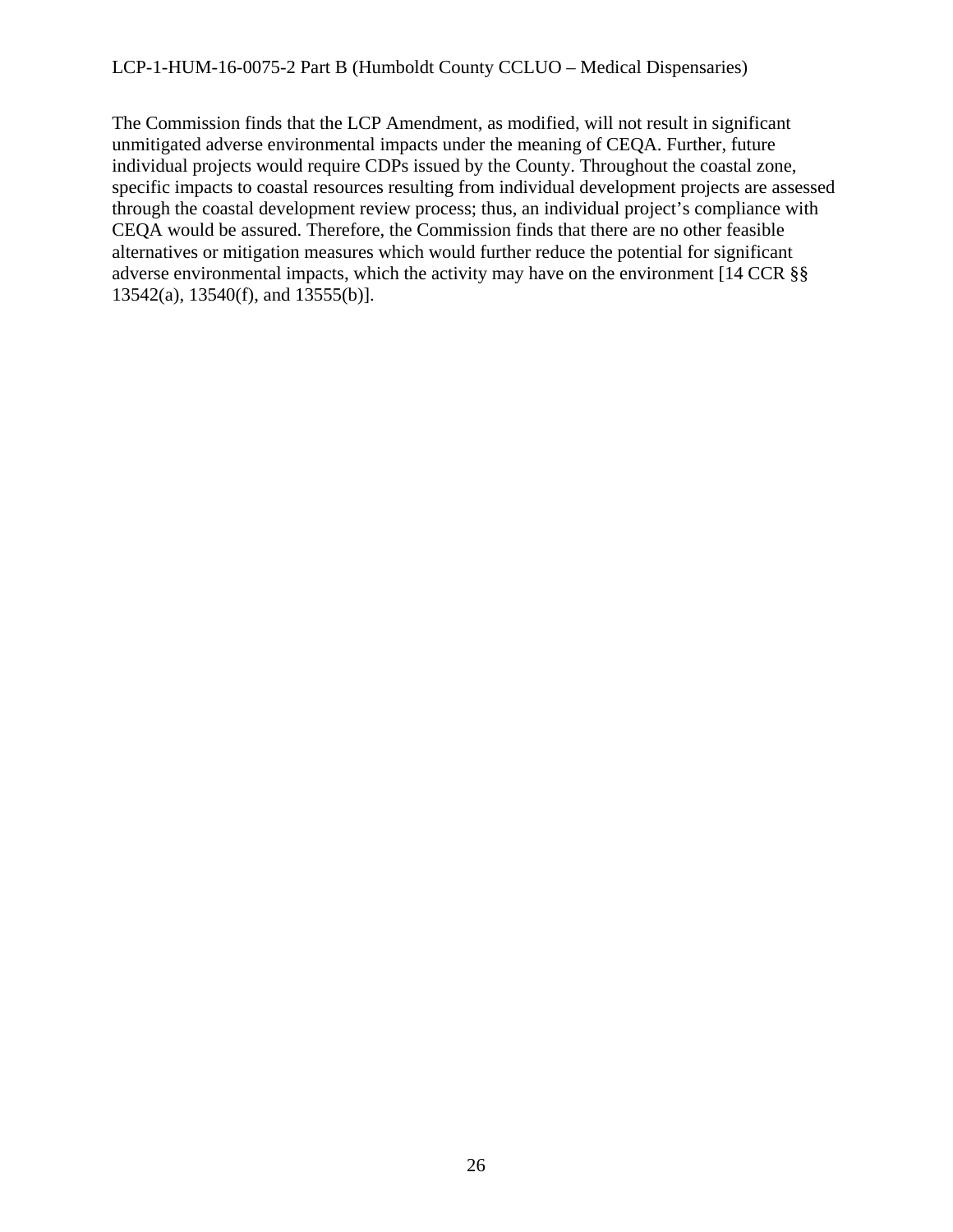The Commission finds that the LCP Amendment, as modified, will not result in significant unmitigated adverse environmental impacts under the meaning of CEQA. Further, future individual projects would require CDPs issued by the County. Throughout the coastal zone, specific impacts to coastal resources resulting from individual development projects are assessed through the coastal development review process; thus, an individual project's compliance with CEQA would be assured. Therefore, the Commission finds that there are no other feasible alternatives or mitigation measures which would further reduce the potential for significant adverse environmental impacts, which the activity may have on the environment [14 CCR §§ 13542(a), 13540(f), and 13555(b)].